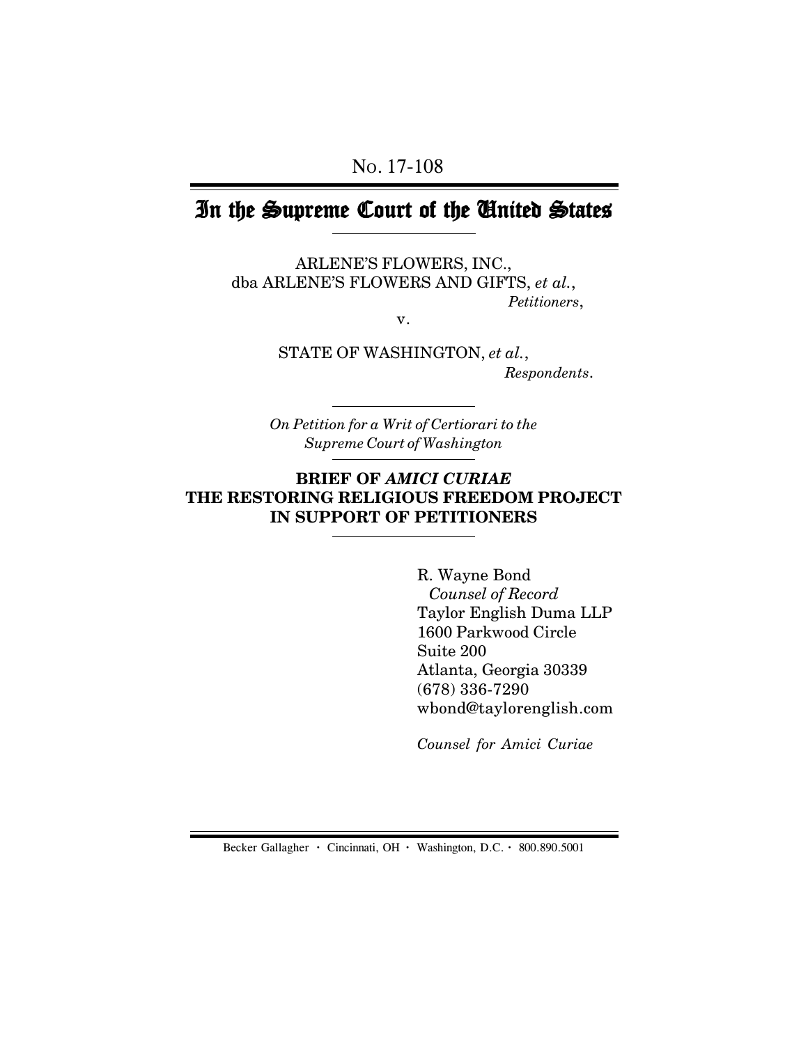No. 17-108

# In the Supreme Court of the United States

ARLENE'S FLOWERS, INC.,
dba ARLENE'S FLOWERS AND GIFTS, *et al.*,
*Petitioners*,

v.

STATE OF WASHINGTON, *et al.*,
*Respondents*.

*On Petition for a Writ of Certiorari to the Supreme Court of Washington*

**BRIEF OF *AMICI CURIAE* THE RESTORING RELIGIOUS FREEDOM PROJECT IN SUPPORT OF PETITIONERS**

R. Wayne Bond
*Counsel of Record*
Taylor English Duma LLP
1600 Parkwood Circle
Suite 200
Atlanta, Georgia 30339
(678) 336-7290
wbond@taylorenglish.com

*Counsel for Amici Curiae*

Becker Gallagher · Cincinnati, OH · Washington, D.C. · 800.890.5001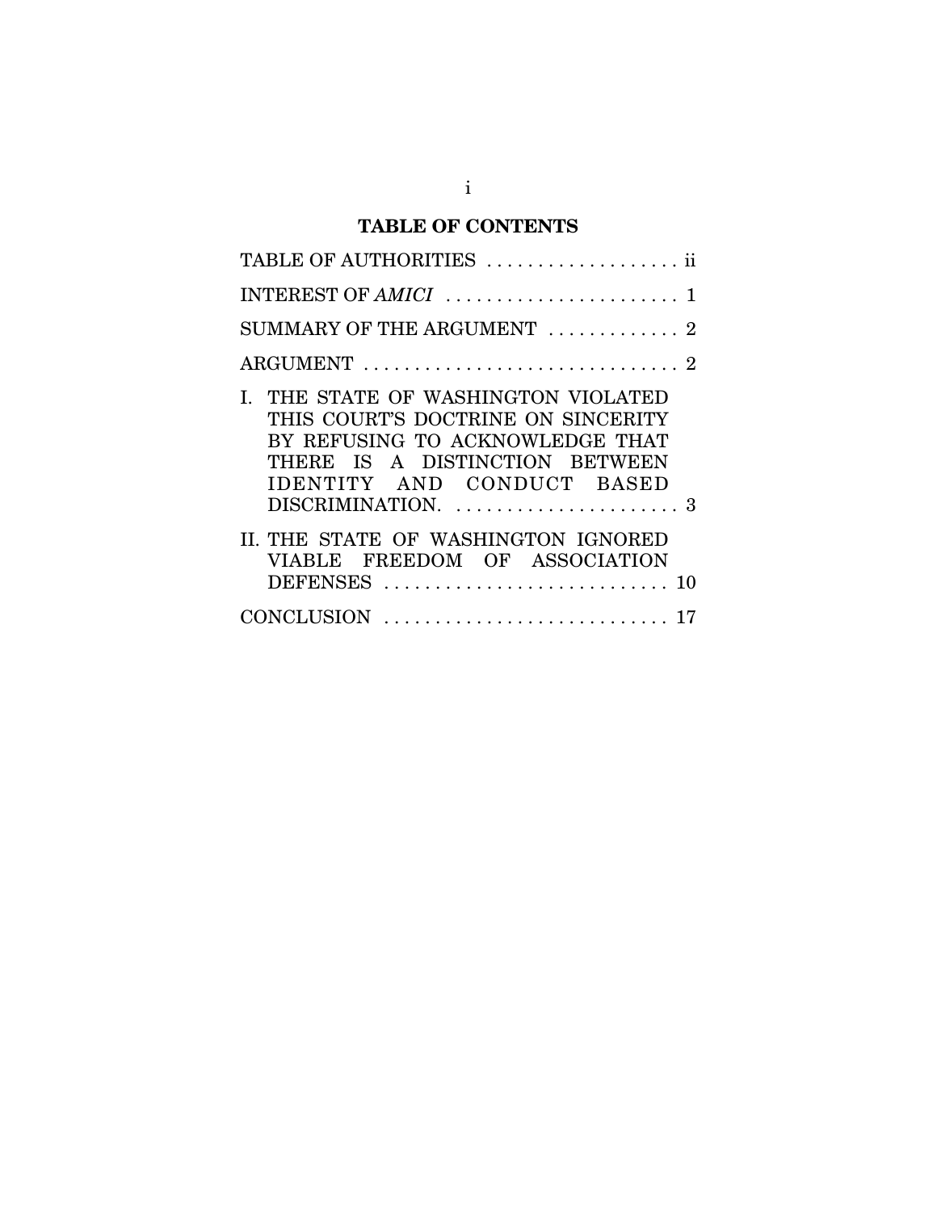# TABLE OF CONTENTS

TABLE OF AUTHORITIES . . . . . . . . . . . . . . . . . . ii

INTEREST OF *AMICI* . . . . . . . . . . . . . . . . . . . . . . 1

SUMMARY OF THE ARGUMENT . . . . . . . . . . . . . 2

ARGUMENT . . . . . . . . . . . . . . . . . . . . . . . . . . . . . . 2

I. THE STATE OF WASHINGTON VIOLATED THIS COURT'S DOCTRINE ON SINCERITY BY REFUSING TO ACKNOWLEDGE THAT THERE IS A DISTINCTION BETWEEN IDENTITY AND CONDUCT BASED DISCRIMINATION. . . . . . . . . . . . . . . . . . . . . . 3

II. THE STATE OF WASHINGTON IGNORED VIABLE FREEDOM OF ASSOCIATION DEFENSES . . . . . . . . . . . . . . . . . . . . . . . . . . . . 10

CONCLUSION . . . . . . . . . . . . . . . . . . . . . . . . . . . . 17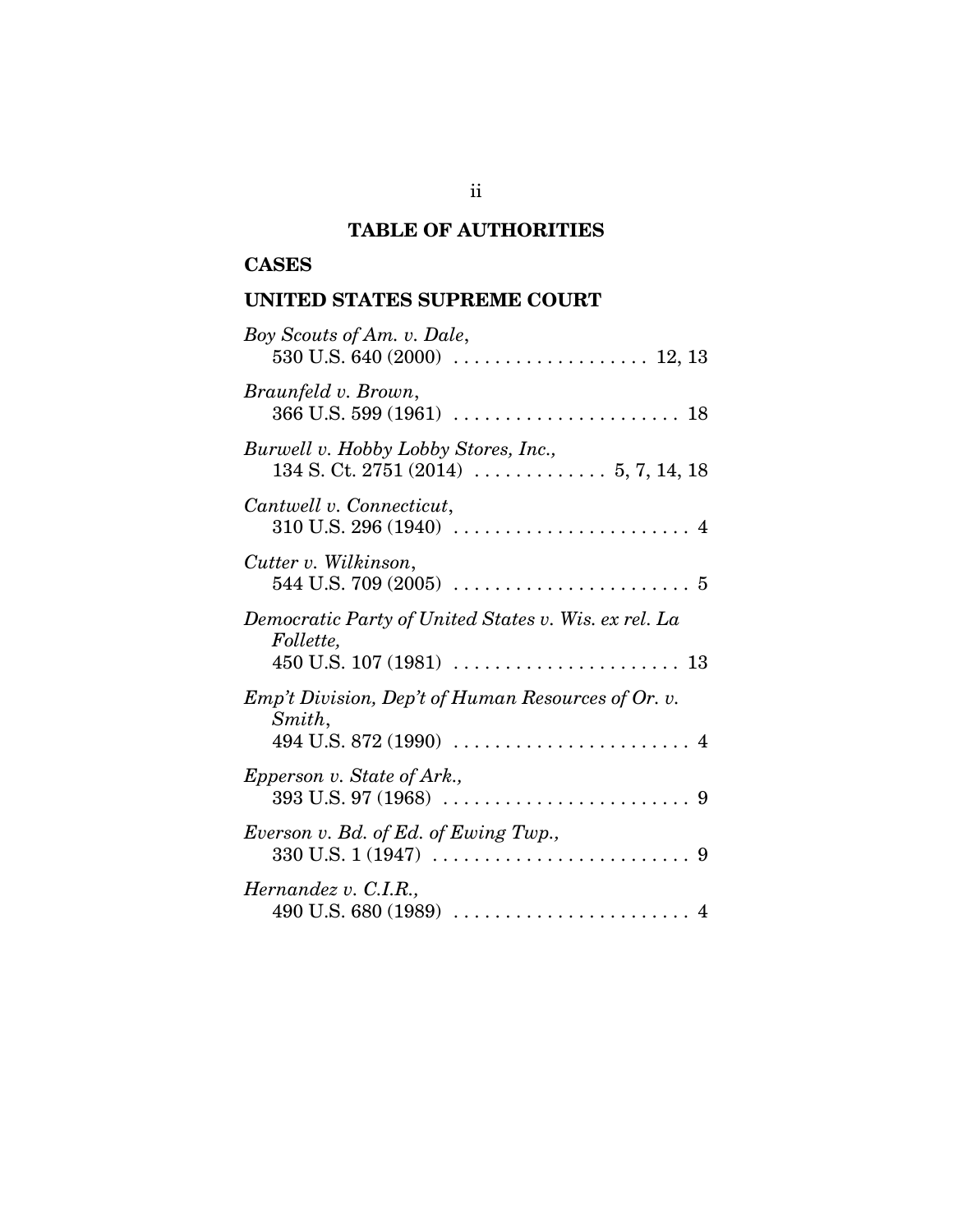## TABLE OF AUTHORITIES

### CASES

### UNITED STATES SUPREME COURT

*Boy Scouts of Am. v. Dale*,
530 U.S. 640 (2000) . . . . . . . . . . . . . . . . . . . 12, 13

*Braunfeld v. Brown*,
366 U.S. 599 (1961) . . . . . . . . . . . . . . . . . . . . . . 18

*Burwell v. Hobby Lobby Stores, Inc.*,
134 S. Ct. 2751 (2014) . . . . . . . . . . . . . 5, 7, 14, 18

*Cantwell v. Connecticut*,
310 U.S. 296 (1940) . . . . . . . . . . . . . . . . . . . . . . . 4

*Cutter v. Wilkinson*,
544 U.S. 709 (2005) . . . . . . . . . . . . . . . . . . . . . . . 5

*Democratic Party of United States v. Wis. ex rel. La Follette*,
450 U.S. 107 (1981) . . . . . . . . . . . . . . . . . . . . . . 13

*Emp't Division, Dep't of Human Resources of Or. v. Smith*,
494 U.S. 872 (1990) . . . . . . . . . . . . . . . . . . . . . . . 4

*Epperson v. State of Ark.*,
393 U.S. 97 (1968) . . . . . . . . . . . . . . . . . . . . . . . . 9

*Everson v. Bd. of Ed. of Ewing Twp.*,
330 U.S. 1 (1947) . . . . . . . . . . . . . . . . . . . . . . . . . 9

*Hernandez v. C.I.R.*,
490 U.S. 680 (1989) . . . . . . . . . . . . . . . . . . . . . . . 4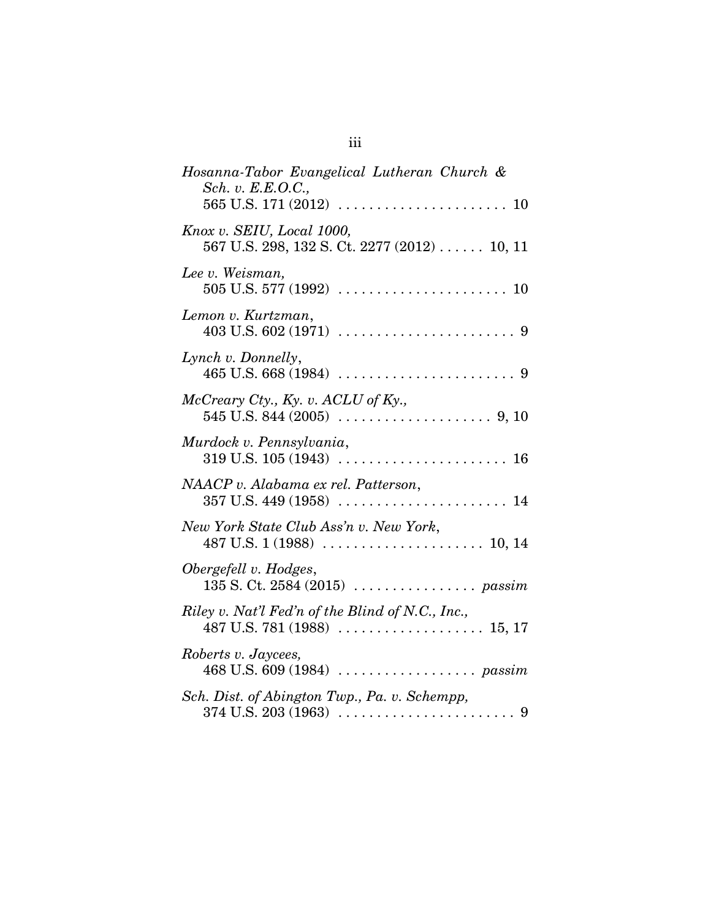*Hosanna-Tabor Evangelical Lutheran Church & Sch. v. E.E.O.C.*,
565 U.S. 171 (2012) . . . . . . . . . . . . . . . . . . . . . . 10

*Knox v. SEIU, Local 1000*,
567 U.S. 298, 132 S. Ct. 2277 (2012) . . . . . . 10, 11

*Lee v. Weisman*,
505 U.S. 577 (1992) . . . . . . . . . . . . . . . . . . . . . . 10

*Lemon v. Kurtzman*,
403 U.S. 602 (1971) . . . . . . . . . . . . . . . . . . . . . . . 9

*Lynch v. Donnelly*,
465 U.S. 668 (1984) . . . . . . . . . . . . . . . . . . . . . . . 9

*McCreary Cty., Ky. v. ACLU of Ky.*,
545 U.S. 844 (2005) . . . . . . . . . . . . . . . . . . . . 9, 10

*Murdock v. Pennsylvania*,
319 U.S. 105 (1943) . . . . . . . . . . . . . . . . . . . . . . 16

*NAACP v. Alabama ex rel. Patterson*,
357 U.S. 449 (1958) . . . . . . . . . . . . . . . . . . . . . . 14

*New York State Club Ass'n v. New York*,
487 U.S. 1 (1988) . . . . . . . . . . . . . . . . . . . . . 10, 14

*Obergefell v. Hodges*,
135 S. Ct. 2584 (2015) . . . . . . . . . . . . . . . . *passim*

*Riley v. Nat'l Fed'n of the Blind of N.C., Inc.*,
487 U.S. 781 (1988) . . . . . . . . . . . . . . . . . . . 15, 17

*Roberts v. Jaycees*,
468 U.S. 609 (1984) . . . . . . . . . . . . . . . . . . *passim*

*Sch. Dist. of Abington Twp., Pa. v. Schempp*,
374 U.S. 203 (1963) . . . . . . . . . . . . . . . . . . . . . . . 9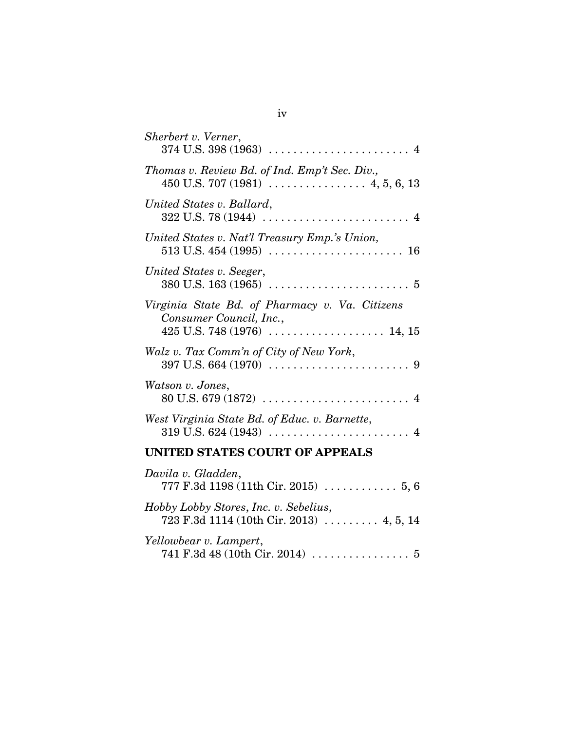*Sherbert v. Verner*,
374 U.S. 398 (1963) . . . . . . . . . . . . . . . . . . . . . . . 4

*Thomas v. Review Bd. of Ind. Emp't Sec. Div.,*
450 U.S. 707 (1981) . . . . . . . . . . . . . . . . 4, 5, 6, 13

*United States v. Ballard*,
322 U.S. 78 (1944) . . . . . . . . . . . . . . . . . . . . . . . . 4

*United States v. Nat'l Treasury Emp.'s Union,*
513 U.S. 454 (1995) . . . . . . . . . . . . . . . . . . . . . . 16

*United States v. Seeger*,
380 U.S. 163 (1965) . . . . . . . . . . . . . . . . . . . . . . . 5

*Virginia State Bd. of Pharmacy v. Va. Citizens Consumer Council, Inc.*,
425 U.S. 748 (1976) . . . . . . . . . . . . . . . . . . . 14, 15

*Walz v. Tax Comm'n of City of New York*,
397 U.S. 664 (1970) . . . . . . . . . . . . . . . . . . . . . . . 9

*Watson v. Jones*,
80 U.S. 679 (1872) . . . . . . . . . . . . . . . . . . . . . . . . 4

*West Virginia State Bd. of Educ. v. Barnette*,
319 U.S. 624 (1943) . . . . . . . . . . . . . . . . . . . . . . . 4

## UNITED STATES COURT OF APPEALS

*Davila v. Gladden*,
777 F.3d 1198 (11th Cir. 2015) . . . . . . . . . . . . 5, 6

*Hobby Lobby Stores, Inc. v. Sebelius*,
723 F.3d 1114 (10th Cir. 2013) . . . . . . . . . 4, 5, 14

*Yellowbear v. Lampert*,
741 F.3d 48 (10th Cir. 2014) . . . . . . . . . . . . . . . . 5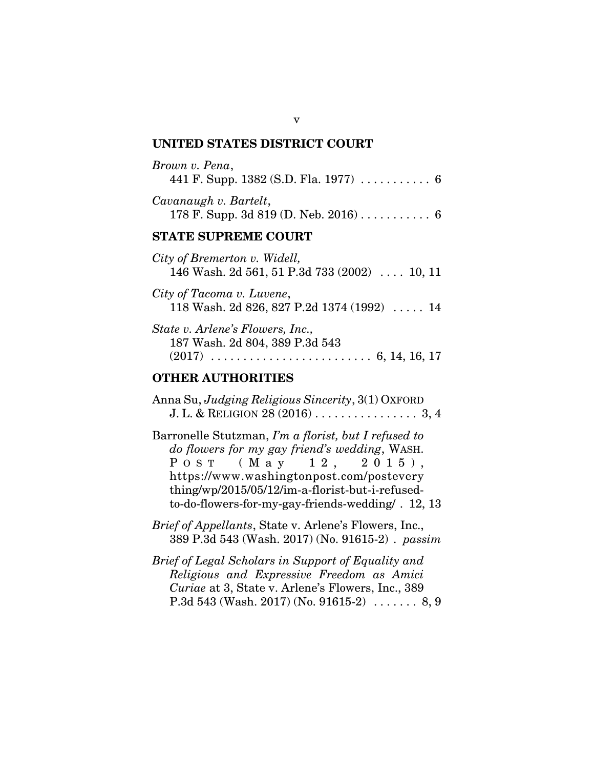## UNITED STATES DISTRICT COURT

*Brown v. Pena*,
441 F. Supp. 1382 (S.D. Fla. 1977) . . . . . . . . . . . 6

*Cavanaugh v. Bartelt*,
178 F. Supp. 3d 819 (D. Neb. 2016) . . . . . . . . . . . 6

## STATE SUPREME COURT

*City of Bremerton v. Widell,*
146 Wash. 2d 561, 51 P.3d 733 (2002) . . . . 10, 11

*City of Tacoma v. Luvene*,
118 Wash. 2d 826, 827 P.2d 1374 (1992) . . . . . 14

*State v. Arlene's Flowers, Inc.,*
187 Wash. 2d 804, 389 P.3d 543
(2017) . . . . . . . . . . . . . . . . . . . . . . . . . 6, 14, 16, 17

## OTHER AUTHORITIES

Anna Su, *Judging Religious Sincerity*, 3(1) OXFORD J. L. & RELIGION 28 (2016) . . . . . . . . . . . . . . . . 3, 4

Barronelle Stutzman, *I'm a florist, but I refused to do flowers for my gay friend's wedding*, WASH. POST (May 12, 2015), https://www.washingtonpost.com/posteverything/wp/2015/05/12/im-a-florist-but-i-refused-to-do-flowers-for-my-gay-friends-wedding/ . 12, 13

*Brief of Appellants*, State v. Arlene's Flowers, Inc., 389 P.3d 543 (Wash. 2017) (No. 91615-2) . *passim*

*Brief of Legal Scholars in Support of Equality and Religious and Expressive Freedom as Amici Curiae* at 3, State v. Arlene's Flowers, Inc., 389 P.3d 543 (Wash. 2017) (No. 91615-2) . . . . . . . 8, 9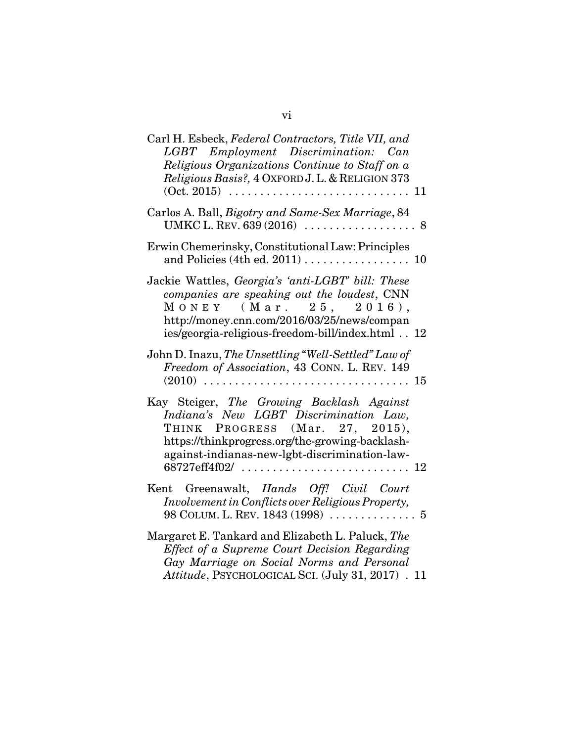Carl H. Esbeck, *Federal Contractors, Title VII, and LGBT Employment Discrimination: Can Religious Organizations Continue to Staff on a Religious Basis?,* 4 OXFORD J. L. & RELIGION 373 (Oct. 2015) . . . . . . . . . . . . . . . . . . . . . . . . . . . . . 11

Carlos A. Ball, *Bigotry and Same-Sex Marriage*, 84 UMKC L. REV. 639 (2016) . . . . . . . . . . . . . . . . . . 8

Erwin Chemerinsky, Constitutional Law: Principles and Policies (4th ed. 2011) . . . . . . . . . . . . . . . . . 10

Jackie Wattles, *Georgia's 'anti-LGBT' bill: These companies are speaking out the loudest*, CNN MONEY (Mar. 25, 2016), http://money.cnn.com/2016/03/25/news/companies/georgia-religious-freedom-bill/index.html . . 12

John D. Inazu, *The Unsettling "Well-Settled" Law of Freedom of Association*, 43 CONN. L. REV. 149 (2010) . . . . . . . . . . . . . . . . . . . . . . . . . . . . . . . . 15

Kay Steiger, *The Growing Backlash Against Indiana's New LGBT Discrimination Law,* THINK PROGRESS (Mar. 27, 2015), https://thinkprogress.org/the-growing-backlash-against-indianas-new-lgbt-discrimination-law-68727eff4f02/ . . . . . . . . . . . . . . . . . . . . . . . . . . . 12

Kent Greenawalt, *Hands Off! Civil Court Involvement in Conflicts over Religious Property,* 98 COLUM. L. REV. 1843 (1998) . . . . . . . . . . . . . . 5

Margaret E. Tankard and Elizabeth L. Paluck, *The Effect of a Supreme Court Decision Regarding Gay Marriage on Social Norms and Personal Attitude*, PSYCHOLOGICAL SCI. (July 31, 2017) . 11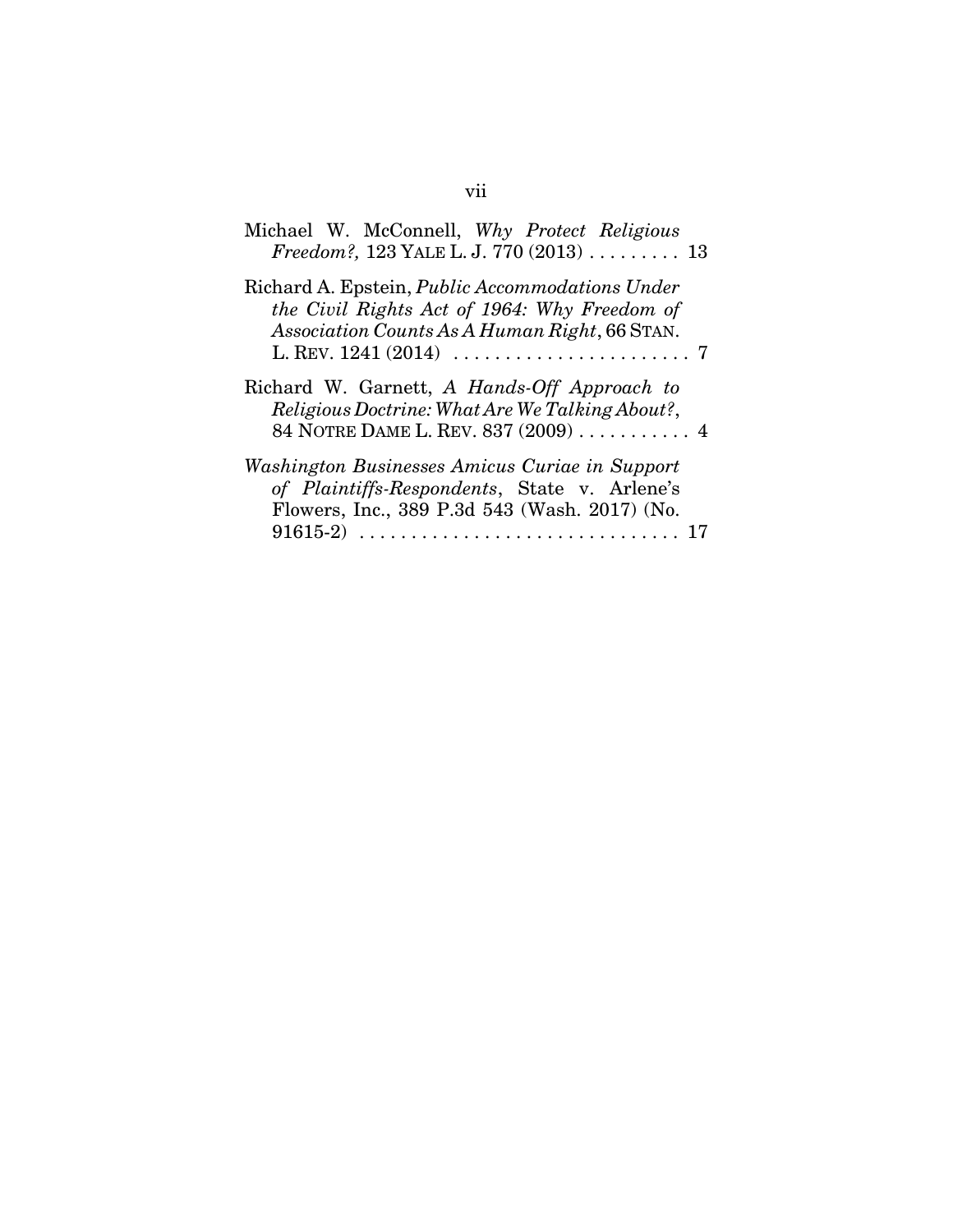Michael W. McConnell, *Why Protect Religious Freedom?,* 123 YALE L. J. 770 (2013) . . . . . . . . . 13

Richard A. Epstein, *Public Accommodations Under the Civil Rights Act of 1964: Why Freedom of Association Counts As A Human Right*, 66 STAN. L. REV. 1241 (2014) . . . . . . . . . . . . . . . . . . . . . . . 7

Richard W. Garnett, *A Hands-Off Approach to Religious Doctrine: What Are We Talking About?*, 84 NOTRE DAME L. REV. 837 (2009) . . . . . . . . . . . 4

*Washington Businesses Amicus Curiae in Support of Plaintiffs-Respondents*, State v. Arlene's Flowers, Inc., 389 P.3d 543 (Wash. 2017) (No. 91615-2) . . . . . . . . . . . . . . . . . . . . . . . . . . . . . . . 17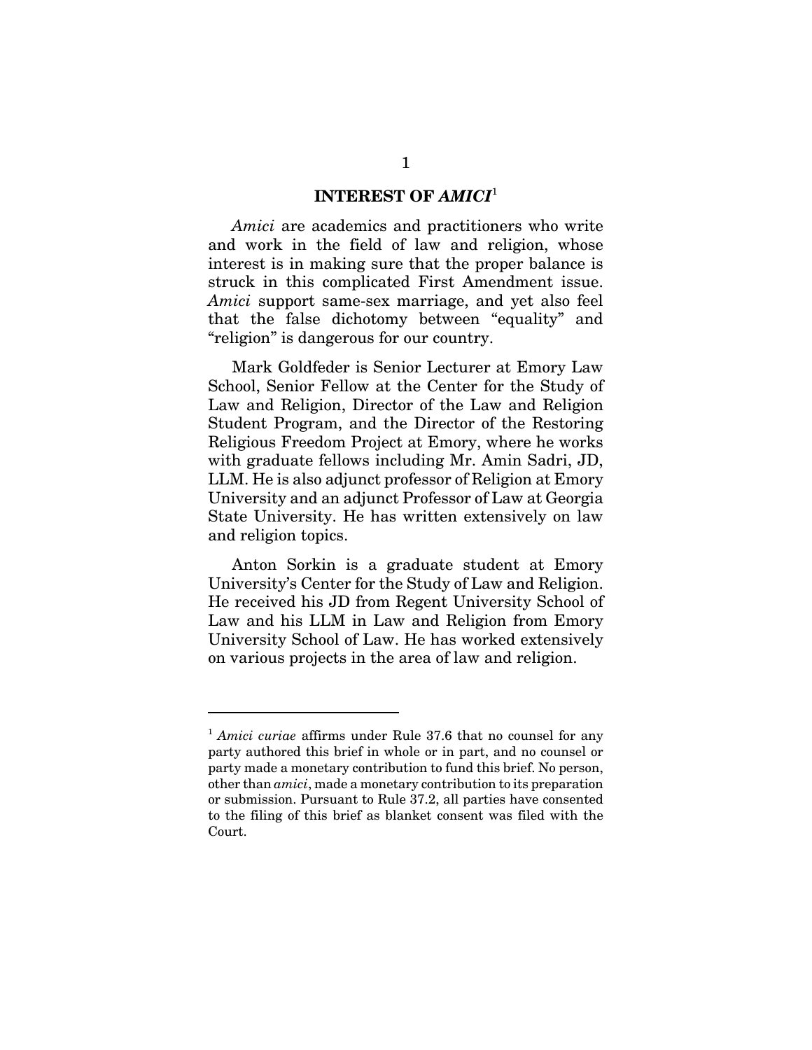## INTEREST OF *AMICI*[1]

*Amici* are academics and practitioners who write and work in the field of law and religion, whose interest is in making sure that the proper balance is struck in this complicated First Amendment issue. *Amici* support same-sex marriage, and yet also feel that the false dichotomy between "equality" and "religion" is dangerous for our country.

Mark Goldfeder is Senior Lecturer at Emory Law School, Senior Fellow at the Center for the Study of Law and Religion, Director of the Law and Religion Student Program, and the Director of the Restoring Religious Freedom Project at Emory, where he works with graduate fellows including Mr. Amin Sadri, JD, LLM. He is also adjunct professor of Religion at Emory University and an adjunct Professor of Law at Georgia State University. He has written extensively on law and religion topics.

Anton Sorkin is a graduate student at Emory University's Center for the Study of Law and Religion. He received his JD from Regent University School of Law and his LLM in Law and Religion from Emory University School of Law. He has worked extensively on various projects in the area of law and religion.

---

[1] *Amici curiae* affirms under Rule 37.6 that no counsel for any party authored this brief in whole or in part, and no counsel or party made a monetary contribution to fund this brief. No person, other than *amici*, made a monetary contribution to its preparation or submission. Pursuant to Rule 37.2, all parties have consented to the filing of this brief as blanket consent was filed with the Court.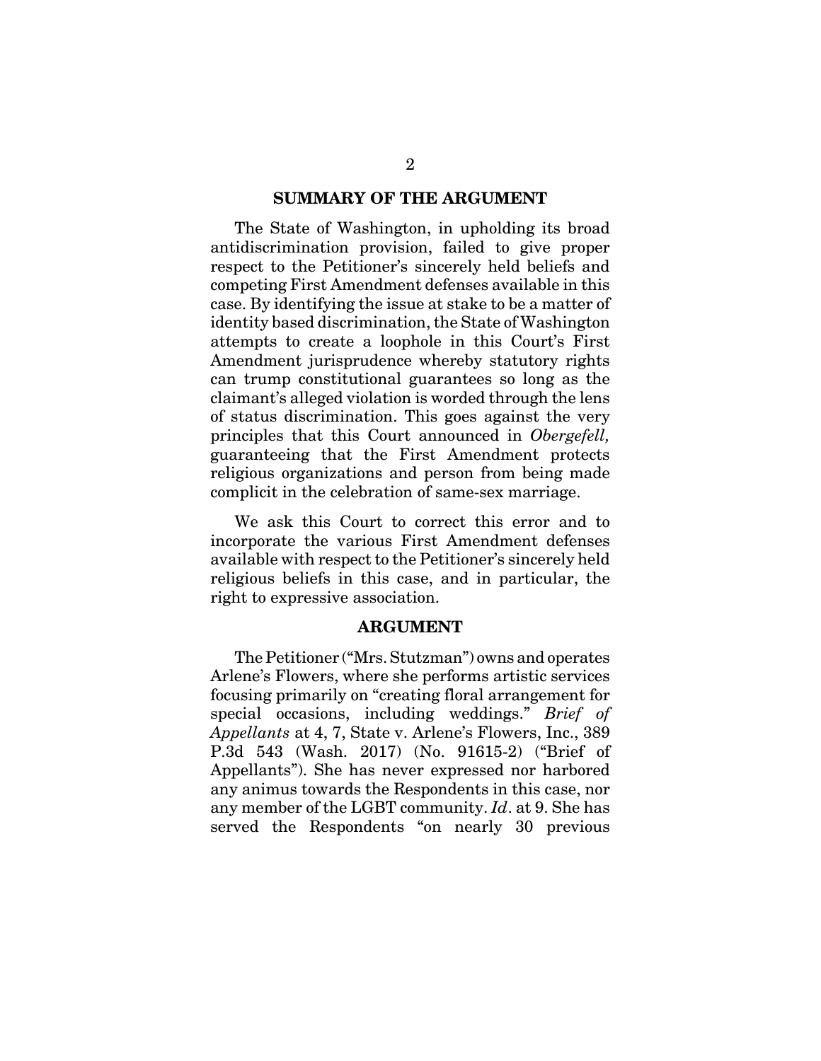## SUMMARY OF THE ARGUMENT

The State of Washington, in upholding its broad antidiscrimination provision, failed to give proper respect to the Petitioner's sincerely held beliefs and competing First Amendment defenses available in this case. By identifying the issue at stake to be a matter of identity based discrimination, the State of Washington attempts to create a loophole in this Court's First Amendment jurisprudence whereby statutory rights can trump constitutional guarantees so long as the claimant's alleged violation is worded through the lens of status discrimination. This goes against the very principles that this Court announced in *Obergefell,* guaranteeing that the First Amendment protects religious organizations and person from being made complicit in the celebration of same-sex marriage.

We ask this Court to correct this error and to incorporate the various First Amendment defenses available with respect to the Petitioner's sincerely held religious beliefs in this case, and in particular, the right to expressive association.

## ARGUMENT

The Petitioner ("Mrs. Stutzman") owns and operates Arlene's Flowers, where she performs artistic services focusing primarily on "creating floral arrangement for special occasions, including weddings." *Brief of Appellants* at 4, 7, State v. Arlene's Flowers, Inc., 389 P.3d 543 (Wash. 2017) (No. 91615-2) ("Brief of Appellants"). She has never expressed nor harbored any animus towards the Respondents in this case, nor any member of the LGBT community. *Id*. at 9. She has served the Respondents "on nearly 30 previous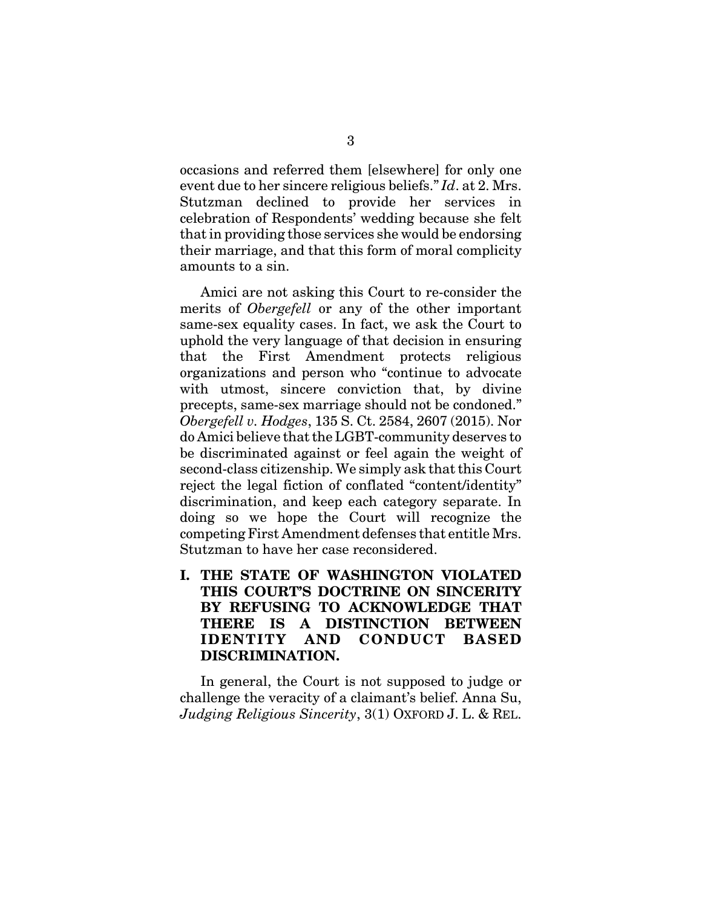occasions and referred them [elsewhere] for only one event due to her sincere religious beliefs." *Id*. at 2. Mrs. Stutzman declined to provide her services in celebration of Respondents' wedding because she felt that in providing those services she would be endorsing their marriage, and that this form of moral complicity amounts to a sin.

Amici are not asking this Court to re-consider the merits of *Obergefell* or any of the other important same-sex equality cases. In fact, we ask the Court to uphold the very language of that decision in ensuring that the First Amendment protects religious organizations and person who "continue to advocate with utmost, sincere conviction that, by divine precepts, same-sex marriage should not be condoned." *Obergefell v. Hodges*, 135 S. Ct. 2584, 2607 (2015). Nor do Amici believe that the LGBT-community deserves to be discriminated against or feel again the weight of second-class citizenship. We simply ask that this Court reject the legal fiction of conflated "content/identity" discrimination, and keep each category separate. In doing so we hope the Court will recognize the competing First Amendment defenses that entitle Mrs. Stutzman to have her case reconsidered.

## I. THE STATE OF WASHINGTON VIOLATED THIS COURT'S DOCTRINE ON SINCERITY BY REFUSING TO ACKNOWLEDGE THAT THERE IS A DISTINCTION BETWEEN IDENTITY AND CONDUCT BASED DISCRIMINATION.

In general, the Court is not supposed to judge or challenge the veracity of a claimant's belief. Anna Su, *Judging Religious Sincerity*, 3(1) OXFORD J. L. & REL.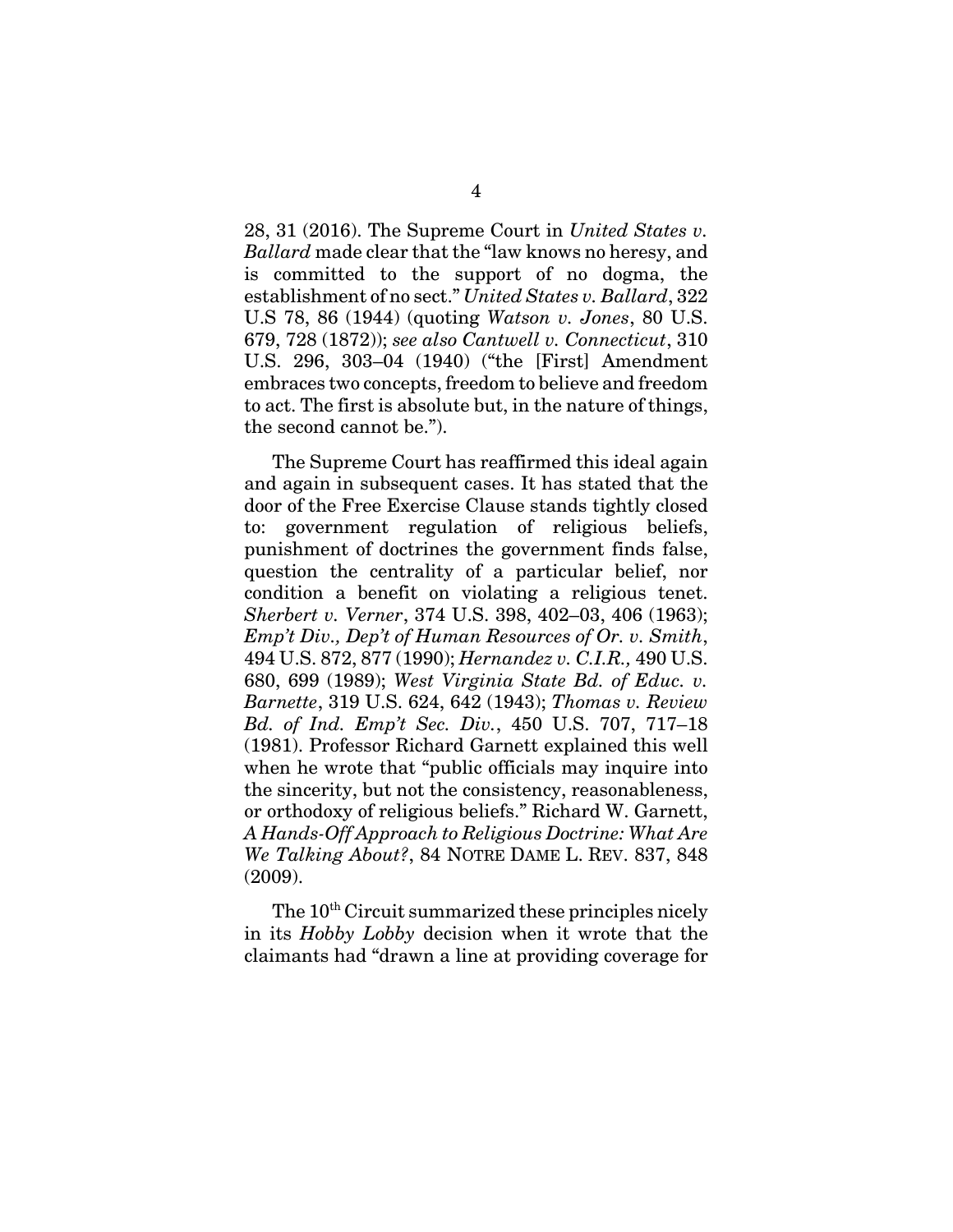28, 31 (2016). The Supreme Court in *United States v. Ballard* made clear that the "law knows no heresy, and is committed to the support of no dogma, the establishment of no sect." *United States v. Ballard*, 322 U.S 78, 86 (1944) (quoting *Watson v. Jones*, 80 U.S. 679, 728 (1872)); *see also Cantwell v. Connecticut*, 310 U.S. 296, 303–04 (1940) ("the [First] Amendment embraces two concepts, freedom to believe and freedom to act. The first is absolute but, in the nature of things, the second cannot be.").

The Supreme Court has reaffirmed this ideal again and again in subsequent cases. It has stated that the door of the Free Exercise Clause stands tightly closed to: government regulation of religious beliefs, punishment of doctrines the government finds false, question the centrality of a particular belief, nor condition a benefit on violating a religious tenet. *Sherbert v. Verner*, 374 U.S. 398, 402–03, 406 (1963); *Emp't Div., Dep't of Human Resources of Or. v. Smith*, 494 U.S. 872, 877 (1990); *Hernandez v. C.I.R.,* 490 U.S. 680, 699 (1989); *West Virginia State Bd. of Educ. v. Barnette*, 319 U.S. 624, 642 (1943); *Thomas v. Review Bd. of Ind. Emp't Sec. Div.*, 450 U.S. 707, 717–18 (1981). Professor Richard Garnett explained this well when he wrote that "public officials may inquire into the sincerity, but not the consistency, reasonableness, or orthodoxy of religious beliefs." Richard W. Garnett, *A Hands-Off Approach to Religious Doctrine: What Are We Talking About?*, 84 NOTRE DAME L. REV. 837, 848 (2009).

The 10th Circuit summarized these principles nicely in its *Hobby Lobby* decision when it wrote that the claimants had "drawn a line at providing coverage for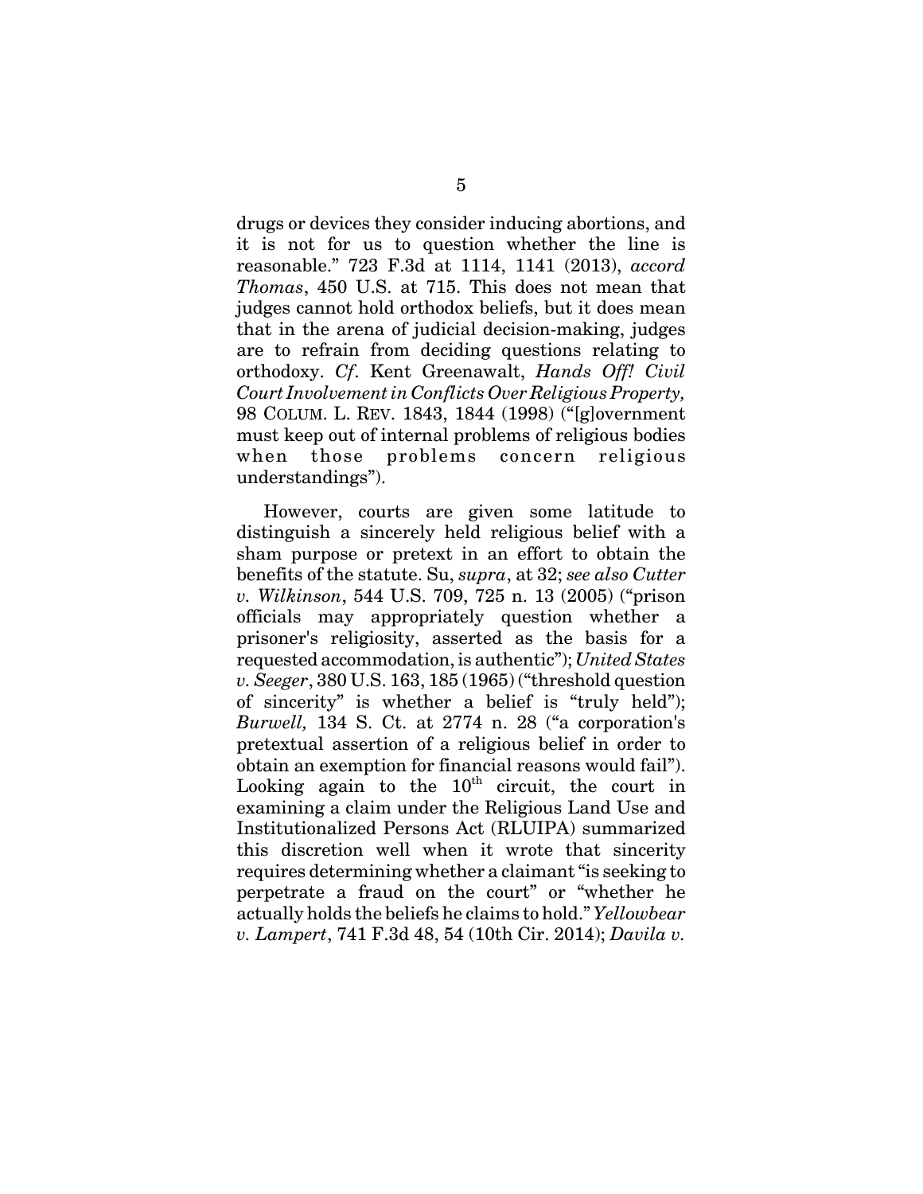drugs or devices they consider inducing abortions, and it is not for us to question whether the line is reasonable." 723 F.3d at 1114, 1141 (2013), *accord Thomas*, 450 U.S. at 715. This does not mean that judges cannot hold orthodox beliefs, but it does mean that in the arena of judicial decision-making, judges are to refrain from deciding questions relating to orthodoxy. *Cf*. Kent Greenawalt, *Hands Off! Civil Court Involvement in Conflicts Over Religious Property,* 98 COLUM. L. REV. 1843, 1844 (1998) ("[g]overnment must keep out of internal problems of religious bodies when those problems concern religious understandings").

However, courts are given some latitude to distinguish a sincerely held religious belief with a sham purpose or pretext in an effort to obtain the benefits of the statute. Su, *supra*, at 32; *see also Cutter v. Wilkinson*, 544 U.S. 709, 725 n. 13 (2005) ("prison officials may appropriately question whether a prisoner's religiosity, asserted as the basis for a requested accommodation, is authentic"); *United States v. Seeger*, 380 U.S. 163, 185 (1965) ("threshold question of sincerity" is whether a belief is "truly held"); *Burwell,* 134 S. Ct. at 2774 n. 28 ("a corporation's pretextual assertion of a religious belief in order to obtain an exemption for financial reasons would fail"). Looking again to the 10th circuit, the court in examining a claim under the Religious Land Use and Institutionalized Persons Act (RLUIPA) summarized this discretion well when it wrote that sincerity requires determining whether a claimant "is seeking to perpetrate a fraud on the court" or "whether he actually holds the beliefs he claims to hold." *Yellowbear v. Lampert*, 741 F.3d 48, 54 (10th Cir. 2014); *Davila v.*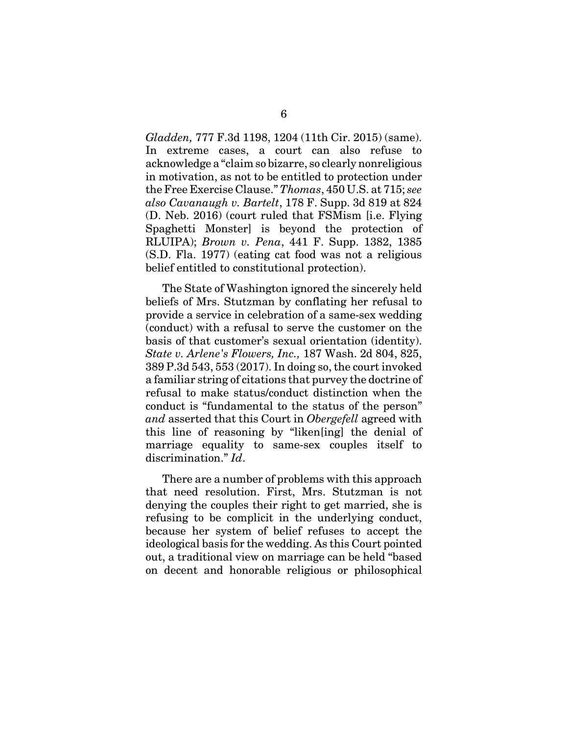*Gladden,* 777 F.3d 1198, 1204 (11th Cir. 2015) (same). In extreme cases, a court can also refuse to acknowledge a "claim so bizarre, so clearly nonreligious in motivation, as not to be entitled to protection under the Free Exercise Clause." *Thomas*, 450 U.S. at 715; *see also Cavanaugh v. Bartelt*, 178 F. Supp. 3d 819 at 824 (D. Neb. 2016) (court ruled that FSMism [i.e. Flying Spaghetti Monster] is beyond the protection of RLUIPA); *Brown v. Pena*, 441 F. Supp. 1382, 1385 (S.D. Fla. 1977) (eating cat food was not a religious belief entitled to constitutional protection).

The State of Washington ignored the sincerely held beliefs of Mrs. Stutzman by conflating her refusal to provide a service in celebration of a same-sex wedding (conduct) with a refusal to serve the customer on the basis of that customer's sexual orientation (identity). *State v. Arlene's Flowers, Inc.,* 187 Wash. 2d 804, 825, 389 P.3d 543, 553 (2017). In doing so, the court invoked a familiar string of citations that purvey the doctrine of refusal to make status/conduct distinction when the conduct is "fundamental to the status of the person" *and* asserted that this Court in *Obergefell* agreed with this line of reasoning by "liken[ing] the denial of marriage equality to same-sex couples itself to discrimination." *Id*.

There are a number of problems with this approach that need resolution. First, Mrs. Stutzman is not denying the couples their right to get married, she is refusing to be complicit in the underlying conduct, because her system of belief refuses to accept the ideological basis for the wedding. As this Court pointed out, a traditional view on marriage can be held "based on decent and honorable religious or philosophical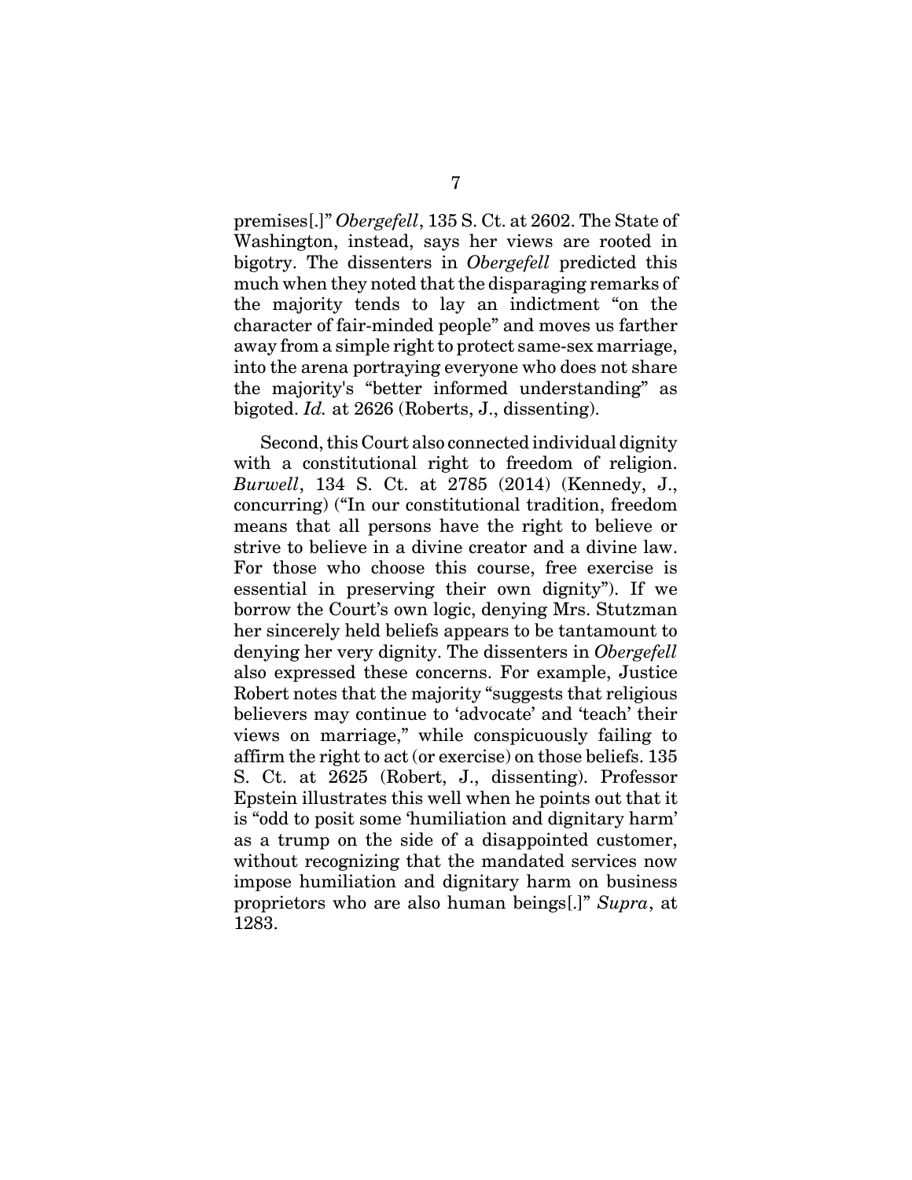premises[.]" *Obergefell*, 135 S. Ct. at 2602. The State of Washington, instead, says her views are rooted in bigotry. The dissenters in *Obergefell* predicted this much when they noted that the disparaging remarks of the majority tends to lay an indictment "on the character of fair-minded people" and moves us farther away from a simple right to protect same-sex marriage, into the arena portraying everyone who does not share the majority's "better informed understanding" as bigoted. *Id.* at 2626 (Roberts, J., dissenting).

Second, this Court also connected individual dignity with a constitutional right to freedom of religion. *Burwell*, 134 S. Ct. at 2785 (2014) (Kennedy, J., concurring) ("In our constitutional tradition, freedom means that all persons have the right to believe or strive to believe in a divine creator and a divine law. For those who choose this course, free exercise is essential in preserving their own dignity"). If we borrow the Court's own logic, denying Mrs. Stutzman her sincerely held beliefs appears to be tantamount to denying her very dignity. The dissenters in *Obergefell* also expressed these concerns. For example, Justice Robert notes that the majority "suggests that religious believers may continue to 'advocate' and 'teach' their views on marriage," while conspicuously failing to affirm the right to act (or exercise) on those beliefs. 135 S. Ct. at 2625 (Robert, J., dissenting). Professor Epstein illustrates this well when he points out that it is "odd to posit some 'humiliation and dignitary harm' as a trump on the side of a disappointed customer, without recognizing that the mandated services now impose humiliation and dignitary harm on business proprietors who are also human beings[.]" *Supra*, at 1283.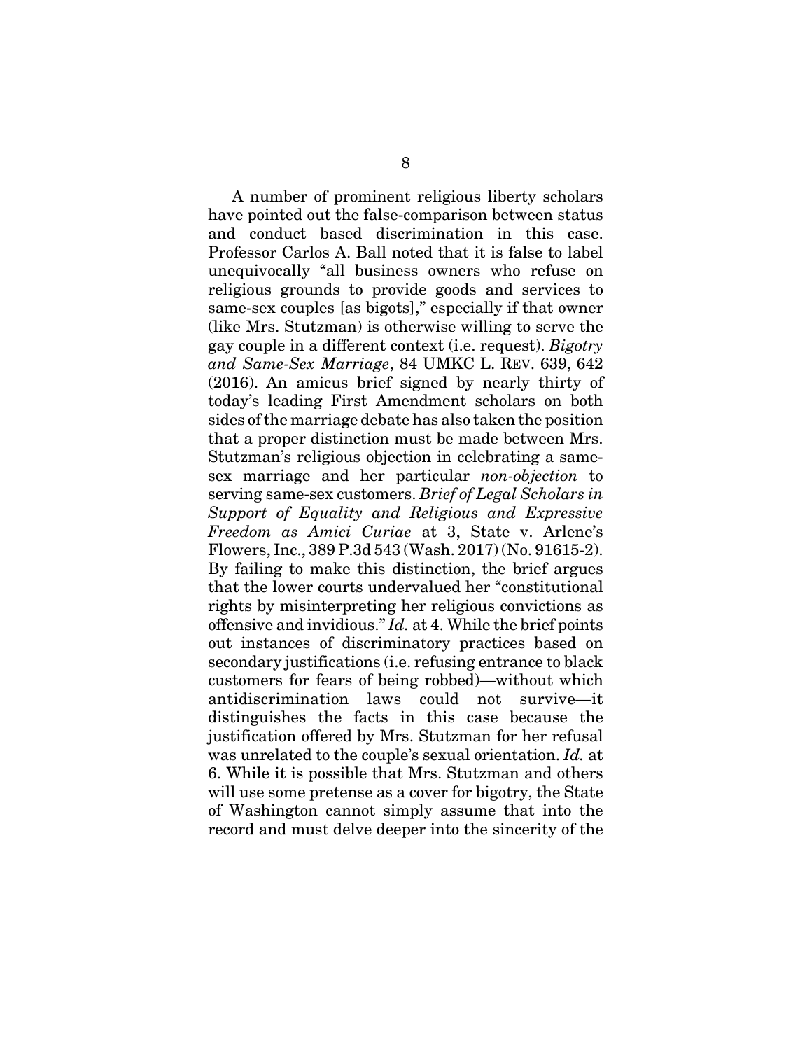A number of prominent religious liberty scholars have pointed out the false-comparison between status and conduct based discrimination in this case. Professor Carlos A. Ball noted that it is false to label unequivocally "all business owners who refuse on religious grounds to provide goods and services to same-sex couples [as bigots]," especially if that owner (like Mrs. Stutzman) is otherwise willing to serve the gay couple in a different context (i.e. request). *Bigotry and Same-Sex Marriage*, 84 UMKC L. REV. 639, 642 (2016). An amicus brief signed by nearly thirty of today's leading First Amendment scholars on both sides of the marriage debate has also taken the position that a proper distinction must be made between Mrs. Stutzman's religious objection in celebrating a same-sex marriage and her particular *non-objection* to serving same-sex customers. *Brief of Legal Scholars in Support of Equality and Religious and Expressive Freedom as Amici Curiae* at 3, State v. Arlene's Flowers, Inc., 389 P.3d 543 (Wash. 2017) (No. 91615-2). By failing to make this distinction, the brief argues that the lower courts undervalued her "constitutional rights by misinterpreting her religious convictions as offensive and invidious." *Id.* at 4. While the brief points out instances of discriminatory practices based on secondary justifications (i.e. refusing entrance to black customers for fears of being robbed)—without which antidiscrimination laws could not survive—it distinguishes the facts in this case because the justification offered by Mrs. Stutzman for her refusal was unrelated to the couple's sexual orientation. *Id.* at 6. While it is possible that Mrs. Stutzman and others will use some pretense as a cover for bigotry, the State of Washington cannot simply assume that into the record and must delve deeper into the sincerity of the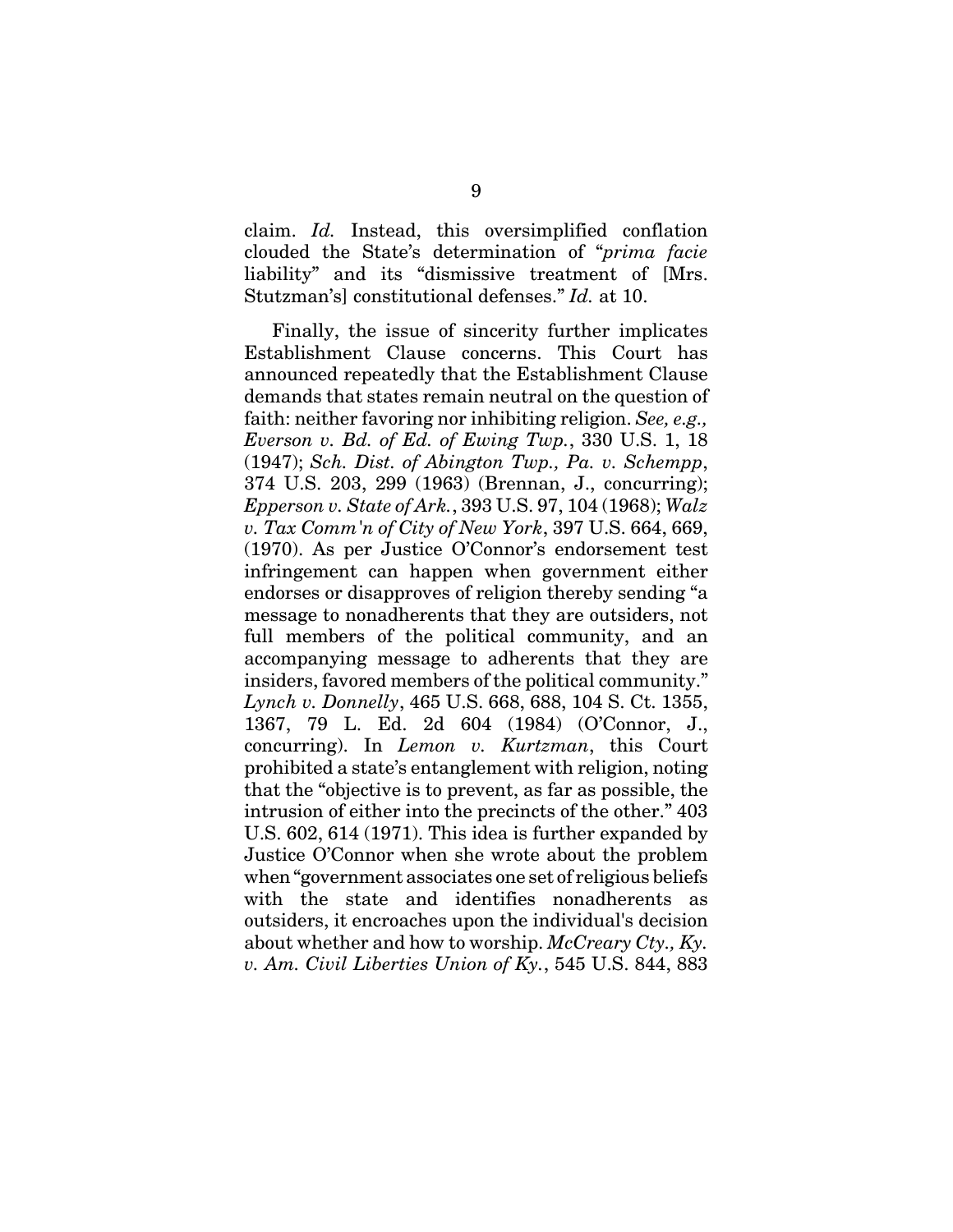claim. *Id.* Instead, this oversimplified conflation clouded the State's determination of "*prima facie* liability" and its "dismissive treatment of [Mrs. Stutzman's] constitutional defenses." *Id.* at 10.

Finally, the issue of sincerity further implicates Establishment Clause concerns. This Court has announced repeatedly that the Establishment Clause demands that states remain neutral on the question of faith: neither favoring nor inhibiting religion. *See, e.g., Everson v. Bd. of Ed. of Ewing Twp.*, 330 U.S. 1, 18 (1947); *Sch. Dist. of Abington Twp., Pa. v. Schempp*, 374 U.S. 203, 299 (1963) (Brennan, J., concurring); *Epperson v. State of Ark.*, 393 U.S. 97, 104 (1968); *Walz v. Tax Comm'n of City of New York*, 397 U.S. 664, 669, (1970). As per Justice O'Connor's endorsement test infringement can happen when government either endorses or disapproves of religion thereby sending "a message to nonadherents that they are outsiders, not full members of the political community, and an accompanying message to adherents that they are insiders, favored members of the political community." *Lynch v. Donnelly*, 465 U.S. 668, 688, 104 S. Ct. 1355, 1367, 79 L. Ed. 2d 604 (1984) (O'Connor, J., concurring). In *Lemon v. Kurtzman*, this Court prohibited a state's entanglement with religion, noting that the "objective is to prevent, as far as possible, the intrusion of either into the precincts of the other." 403 U.S. 602, 614 (1971). This idea is further expanded by Justice O'Connor when she wrote about the problem when "government associates one set of religious beliefs with the state and identifies nonadherents as outsiders, it encroaches upon the individual's decision about whether and how to worship. *McCreary Cty., Ky. v. Am. Civil Liberties Union of Ky.*, 545 U.S. 844, 883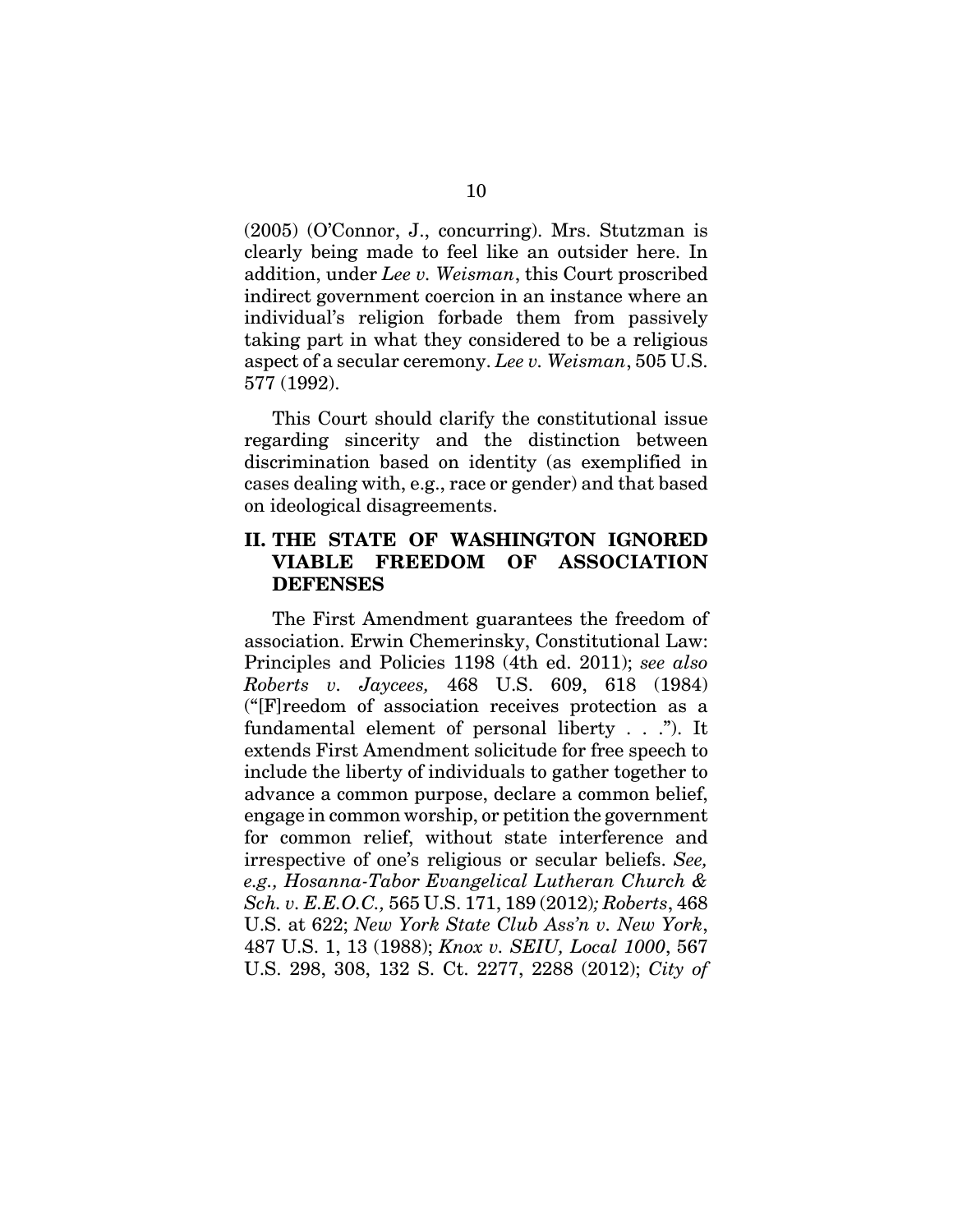(2005) (O'Connor, J., concurring). Mrs. Stutzman is clearly being made to feel like an outsider here. In addition, under *Lee v. Weisman*, this Court proscribed indirect government coercion in an instance where an individual's religion forbade them from passively taking part in what they considered to be a religious aspect of a secular ceremony. *Lee v. Weisman*, 505 U.S. 577 (1992).

This Court should clarify the constitutional issue regarding sincerity and the distinction between discrimination based on identity (as exemplified in cases dealing with, e.g., race or gender) and that based on ideological disagreements.

## II. THE STATE OF WASHINGTON IGNORED VIABLE FREEDOM OF ASSOCIATION DEFENSES

The First Amendment guarantees the freedom of association. Erwin Chemerinsky, Constitutional Law: Principles and Policies 1198 (4th ed. 2011); *see also Roberts v. Jaycees,* 468 U.S. 609, 618 (1984) ("[F]reedom of association receives protection as a fundamental element of personal liberty . . ."). It extends First Amendment solicitude for free speech to include the liberty of individuals to gather together to advance a common purpose, declare a common belief, engage in common worship, or petition the government for common relief, without state interference and irrespective of one's religious or secular beliefs. *See, e.g., Hosanna-Tabor Evangelical Lutheran Church & Sch. v. E.E.O.C.,* 565 U.S. 171, 189 (2012)*; Roberts*, 468 U.S. at 622; *New York State Club Ass'n v. New York*, 487 U.S. 1, 13 (1988); *Knox v. SEIU, Local 1000*, 567 U.S. 298, 308, 132 S. Ct. 2277, 2288 (2012); *City of*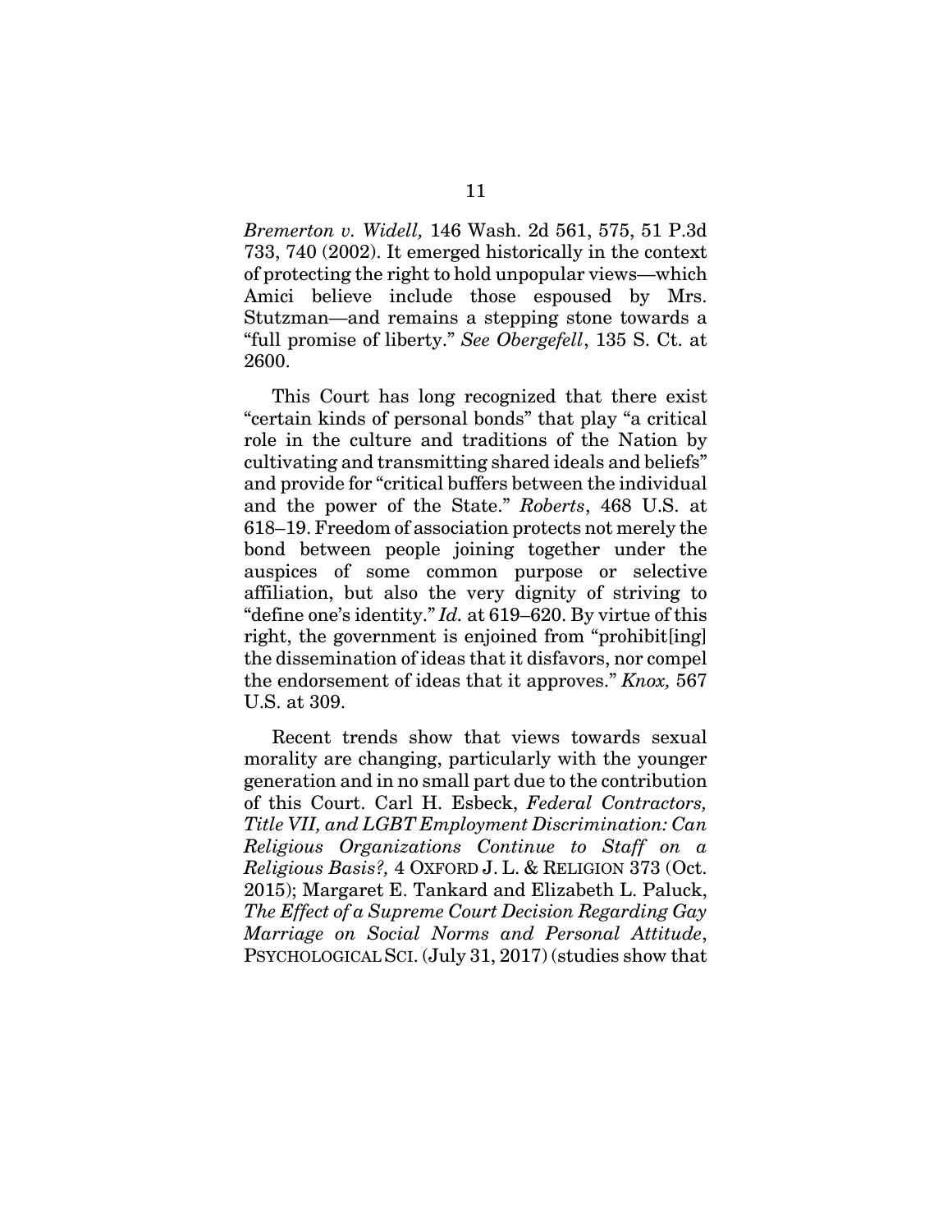*Bremerton v. Widell,* 146 Wash. 2d 561, 575, 51 P.3d 733, 740 (2002). It emerged historically in the context of protecting the right to hold unpopular views—which Amici believe include those espoused by Mrs. Stutzman—and remains a stepping stone towards a "full promise of liberty." *See Obergefell*, 135 S. Ct. at 2600.

This Court has long recognized that there exist "certain kinds of personal bonds" that play "a critical role in the culture and traditions of the Nation by cultivating and transmitting shared ideals and beliefs" and provide for "critical buffers between the individual and the power of the State." *Roberts*, 468 U.S. at 618–19. Freedom of association protects not merely the bond between people joining together under the auspices of some common purpose or selective affiliation, but also the very dignity of striving to "define one's identity." *Id.* at 619–620. By virtue of this right, the government is enjoined from "prohibit[ing] the dissemination of ideas that it disfavors, nor compel the endorsement of ideas that it approves." *Knox,* 567 U.S. at 309.

Recent trends show that views towards sexual morality are changing, particularly with the younger generation and in no small part due to the contribution of this Court. Carl H. Esbeck, *Federal Contractors, Title VII, and LGBT Employment Discrimination: Can Religious Organizations Continue to Staff on a Religious Basis?,* 4 OXFORD J. L. & RELIGION 373 (Oct. 2015); Margaret E. Tankard and Elizabeth L. Paluck, *The Effect of a Supreme Court Decision Regarding Gay Marriage on Social Norms and Personal Attitude*, PSYCHOLOGICAL SCI. (July 31, 2017) (studies show that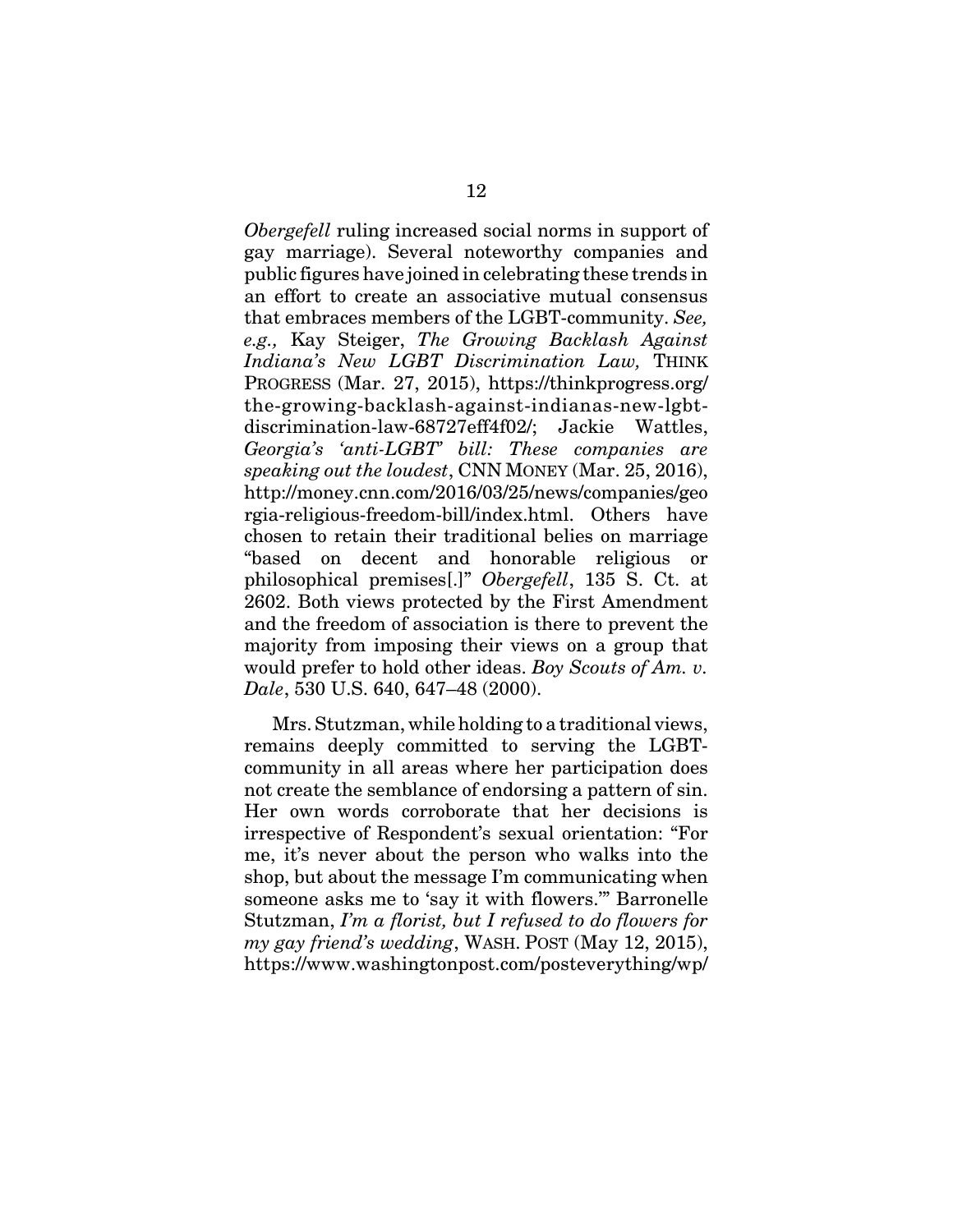*Obergefell* ruling increased social norms in support of gay marriage). Several noteworthy companies and public figures have joined in celebrating these trends in an effort to create an associative mutual consensus that embraces members of the LGBT-community. *See, e.g.,* Kay Steiger, *The Growing Backlash Against Indiana's New LGBT Discrimination Law,* THINK PROGRESS (Mar. 27, 2015), https://thinkprogress.org/the-growing-backlash-against-indianas-new-lgbt-discrimination-law-68727eff4f02/; Jackie Wattles, *Georgia's 'anti-LGBT' bill: These companies are speaking out the loudest*, CNN MONEY (Mar. 25, 2016), http://money.cnn.com/2016/03/25/news/companies/georgia-religious-freedom-bill/index.html. Others have chosen to retain their traditional belies on marriage "based on decent and honorable religious or philosophical premises[.]" *Obergefell*, 135 S. Ct. at 2602. Both views protected by the First Amendment and the freedom of association is there to prevent the majority from imposing their views on a group that would prefer to hold other ideas. *Boy Scouts of Am. v. Dale*, 530 U.S. 640, 647–48 (2000).

Mrs. Stutzman, while holding to a traditional views, remains deeply committed to serving the LGBT-community in all areas where her participation does not create the semblance of endorsing a pattern of sin. Her own words corroborate that her decisions is irrespective of Respondent's sexual orientation: "For me, it's never about the person who walks into the shop, but about the message I'm communicating when someone asks me to 'say it with flowers.'" Barronelle Stutzman, *I'm a florist, but I refused to do flowers for my gay friend's wedding*, WASH. POST (May 12, 2015), https://www.washingtonpost.com/posteverything/wp/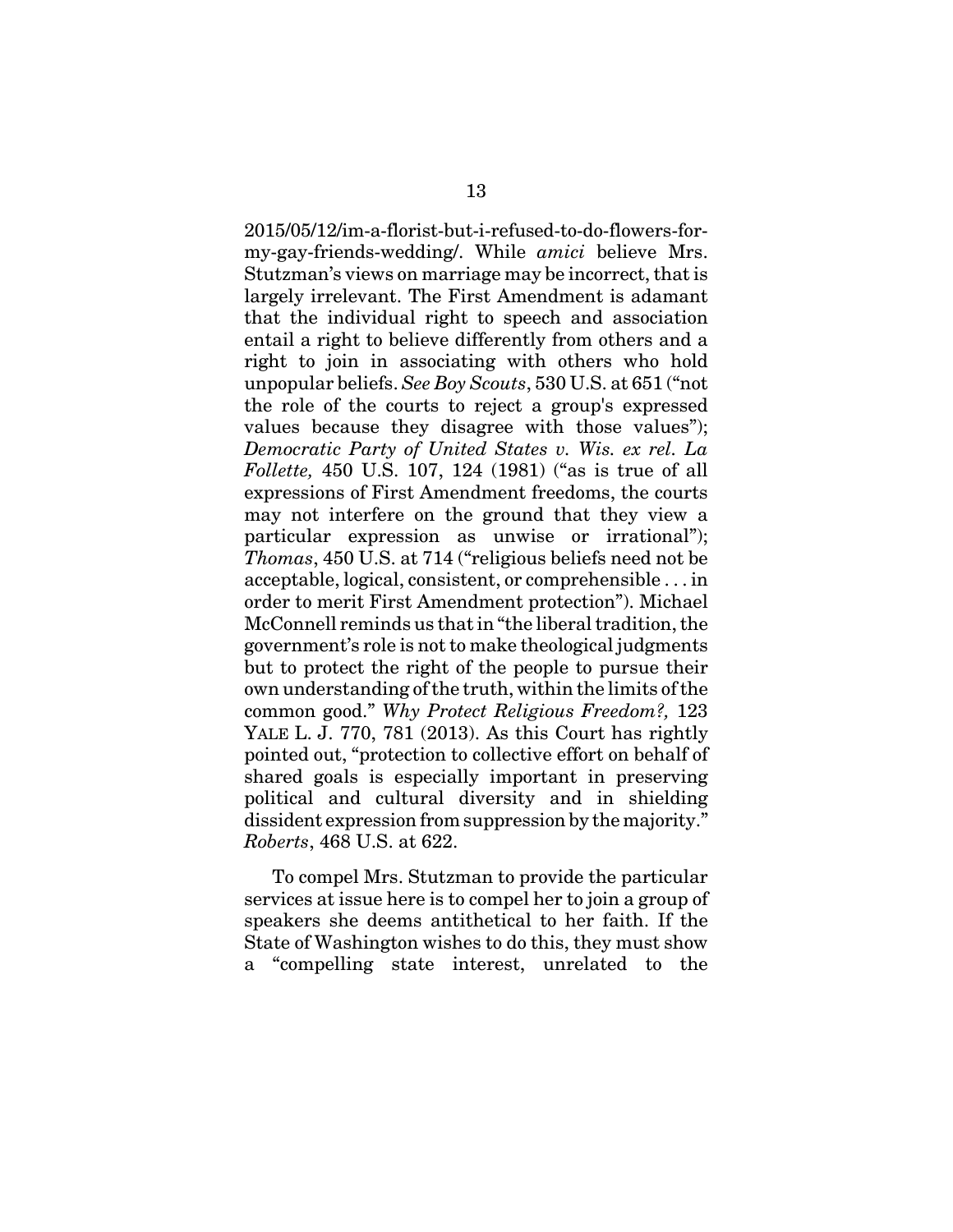2015/05/12/im-a-florist-but-i-refused-to-do-flowers-for-my-gay-friends-wedding/. While *amici* believe Mrs. Stutzman's views on marriage may be incorrect, that is largely irrelevant. The First Amendment is adamant that the individual right to speech and association entail a right to believe differently from others and a right to join in associating with others who hold unpopular beliefs. *See Boy Scouts*, 530 U.S. at 651 ("not the role of the courts to reject a group's expressed values because they disagree with those values"); *Democratic Party of United States v. Wis. ex rel. La Follette,* 450 U.S. 107, 124 (1981) ("as is true of all expressions of First Amendment freedoms, the courts may not interfere on the ground that they view a particular expression as unwise or irrational"); *Thomas*, 450 U.S. at 714 ("religious beliefs need not be acceptable, logical, consistent, or comprehensible . . . in order to merit First Amendment protection"). Michael McConnell reminds us that in "the liberal tradition, the government's role is not to make theological judgments but to protect the right of the people to pursue their own understanding of the truth, within the limits of the common good." *Why Protect Religious Freedom?,* 123 YALE L. J. 770, 781 (2013). As this Court has rightly pointed out, "protection to collective effort on behalf of shared goals is especially important in preserving political and cultural diversity and in shielding dissident expression from suppression by the majority." *Roberts*, 468 U.S. at 622.

To compel Mrs. Stutzman to provide the particular services at issue here is to compel her to join a group of speakers she deems antithetical to her faith. If the State of Washington wishes to do this, they must show a "compelling state interest, unrelated to the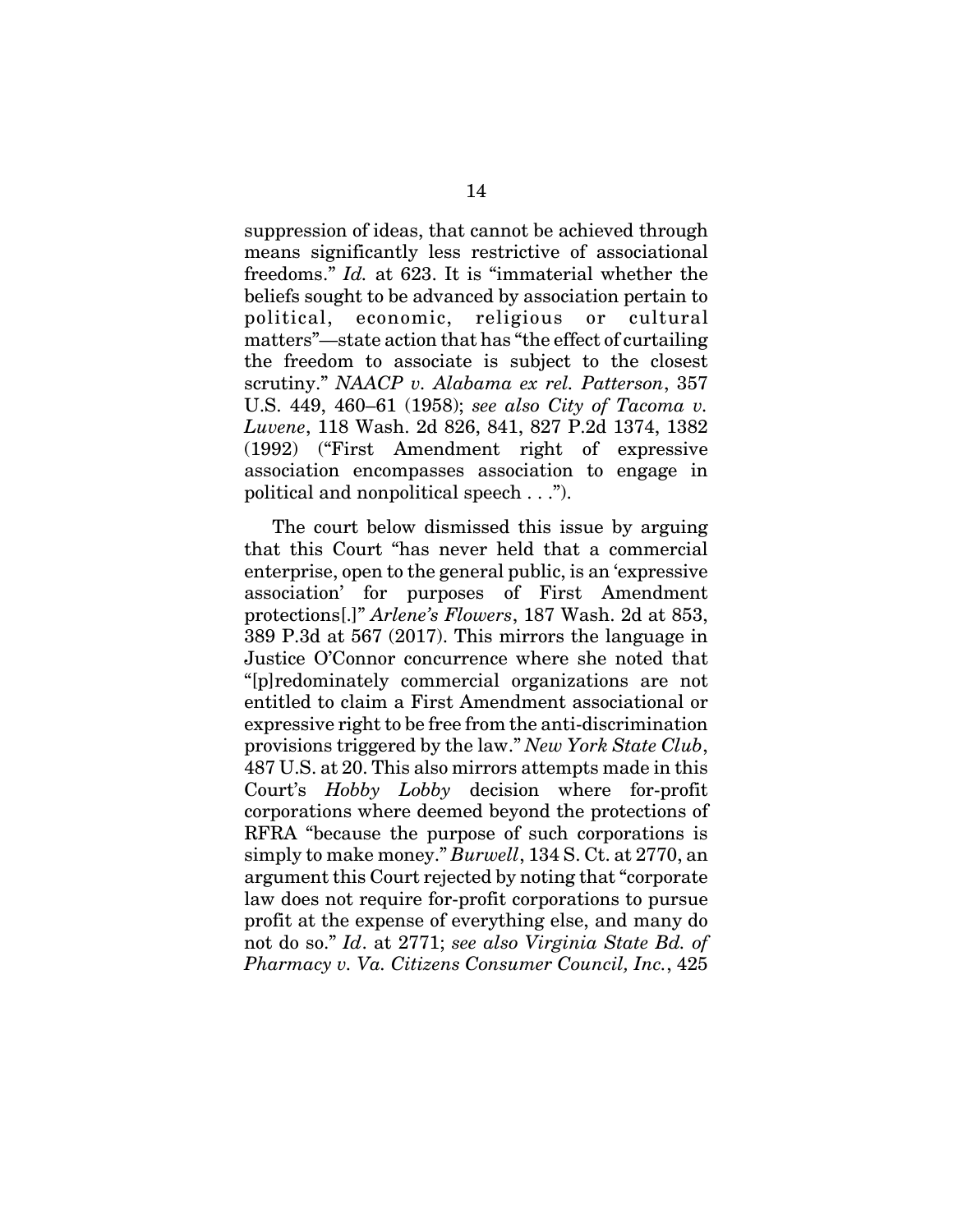suppression of ideas, that cannot be achieved through means significantly less restrictive of associational freedoms." *Id.* at 623. It is "immaterial whether the beliefs sought to be advanced by association pertain to political, economic, religious or cultural matters"—state action that has "the effect of curtailing the freedom to associate is subject to the closest scrutiny." *NAACP v. Alabama ex rel. Patterson*, 357 U.S. 449, 460–61 (1958); *see also City of Tacoma v. Luvene*, 118 Wash. 2d 826, 841, 827 P.2d 1374, 1382 (1992) ("First Amendment right of expressive association encompasses association to engage in political and nonpolitical speech . . .").

The court below dismissed this issue by arguing that this Court "has never held that a commercial enterprise, open to the general public, is an 'expressive association' for purposes of First Amendment protections[.]" *Arlene's Flowers*, 187 Wash. 2d at 853, 389 P.3d at 567 (2017). This mirrors the language in Justice O'Connor concurrence where she noted that "[p]redominately commercial organizations are not entitled to claim a First Amendment associational or expressive right to be free from the anti-discrimination provisions triggered by the law." *New York State Club*, 487 U.S. at 20. This also mirrors attempts made in this Court's *Hobby Lobby* decision where for-profit corporations where deemed beyond the protections of RFRA "because the purpose of such corporations is simply to make money." *Burwell*, 134 S. Ct. at 2770, an argument this Court rejected by noting that "corporate law does not require for-profit corporations to pursue profit at the expense of everything else, and many do not do so." *Id*. at 2771; *see also Virginia State Bd. of Pharmacy v. Va. Citizens Consumer Council, Inc.*, 425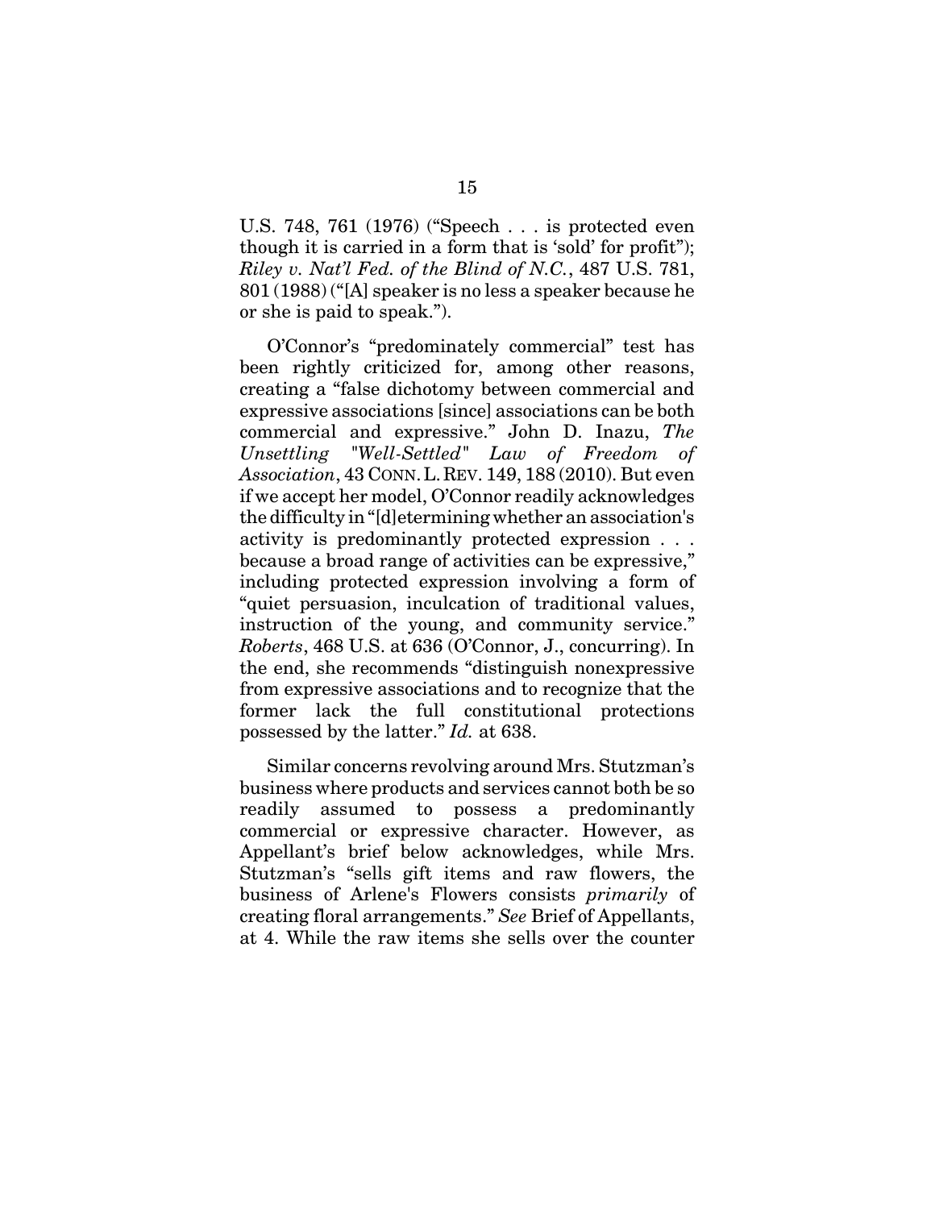U.S. 748, 761 (1976) ("Speech . . . is protected even though it is carried in a form that is 'sold' for profit"); *Riley v. Nat'l Fed. of the Blind of N.C.*, 487 U.S. 781, 801 (1988) ("[A] speaker is no less a speaker because he or she is paid to speak.").

O'Connor's "predominately commercial" test has been rightly criticized for, among other reasons, creating a "false dichotomy between commercial and expressive associations [since] associations can be both commercial and expressive." John D. Inazu, *The Unsettling "Well-Settled" Law of Freedom of Association*, 43 CONN. L. REV. 149, 188 (2010). But even if we accept her model, O'Connor readily acknowledges the difficulty in "[d]etermining whether an association's activity is predominantly protected expression . . . because a broad range of activities can be expressive," including protected expression involving a form of "quiet persuasion, inculcation of traditional values, instruction of the young, and community service." *Roberts*, 468 U.S. at 636 (O'Connor, J., concurring). In the end, she recommends "distinguish nonexpressive from expressive associations and to recognize that the former lack the full constitutional protections possessed by the latter." *Id.* at 638.

Similar concerns revolving around Mrs. Stutzman's business where products and services cannot both be so readily assumed to possess a predominantly commercial or expressive character. However, as Appellant's brief below acknowledges, while Mrs. Stutzman's "sells gift items and raw flowers, the business of Arlene's Flowers consists *primarily* of creating floral arrangements." *See* Brief of Appellants, at 4. While the raw items she sells over the counter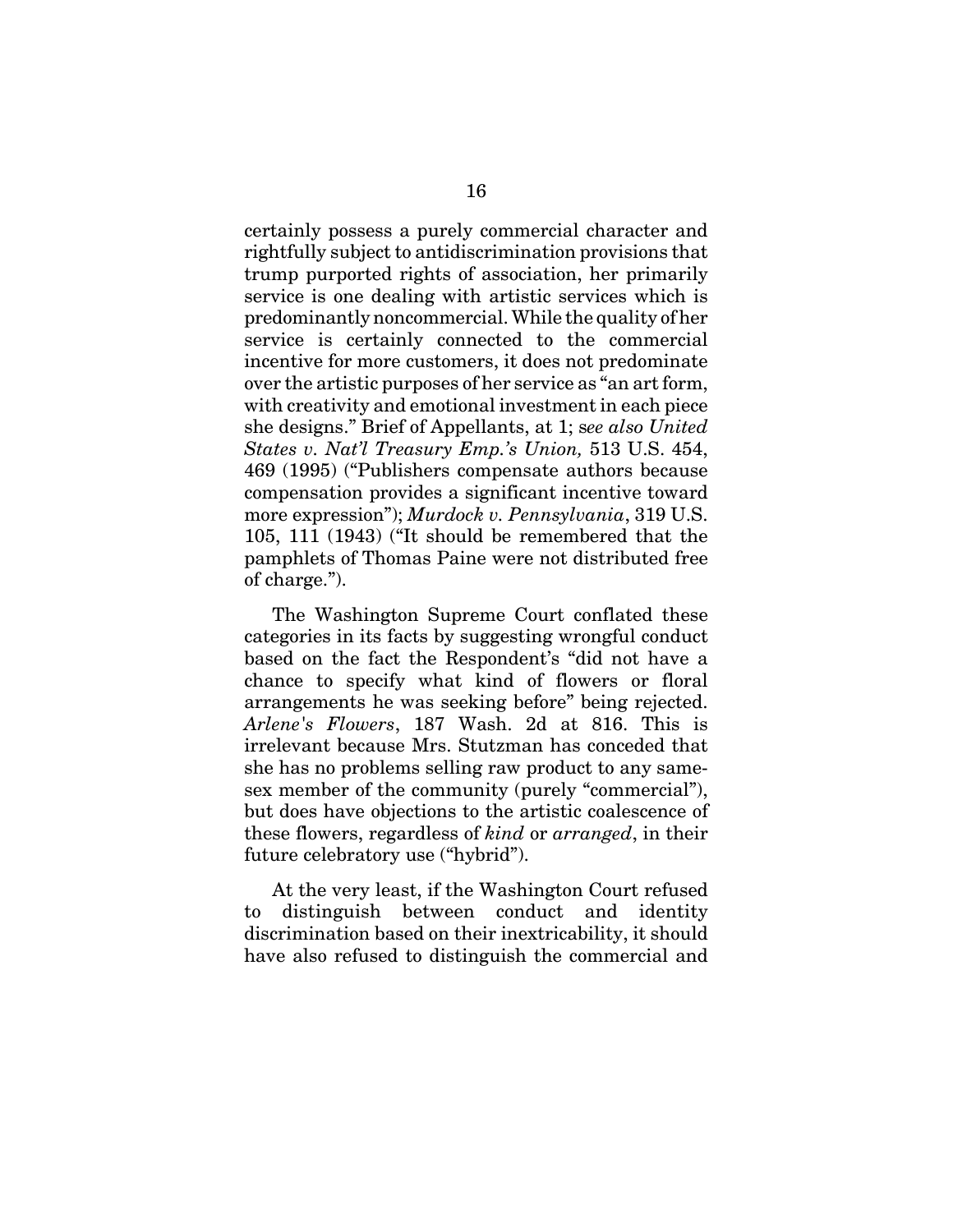certainly possess a purely commercial character and rightfully subject to antidiscrimination provisions that trump purported rights of association, her primarily service is one dealing with artistic services which is predominantly noncommercial. While the quality of her service is certainly connected to the commercial incentive for more customers, it does not predominate over the artistic purposes of her service as "an art form, with creativity and emotional investment in each piece she designs." Brief of Appellants, at 1; s*ee also United States v. Nat'l Treasury Emp.'s Union,* 513 U.S. 454, 469 (1995) ("Publishers compensate authors because compensation provides a significant incentive toward more expression"); *Murdock v. Pennsylvania*, 319 U.S. 105, 111 (1943) ("It should be remembered that the pamphlets of Thomas Paine were not distributed free of charge.").

The Washington Supreme Court conflated these categories in its facts by suggesting wrongful conduct based on the fact the Respondent's "did not have a chance to specify what kind of flowers or floral arrangements he was seeking before" being rejected. *Arlene's Flowers*, 187 Wash. 2d at 816. This is irrelevant because Mrs. Stutzman has conceded that she has no problems selling raw product to any same-sex member of the community (purely "commercial"), but does have objections to the artistic coalescence of these flowers, regardless of *kind* or *arranged*, in their future celebratory use ("hybrid").

At the very least, if the Washington Court refused to distinguish between conduct and identity discrimination based on their inextricability, it should have also refused to distinguish the commercial and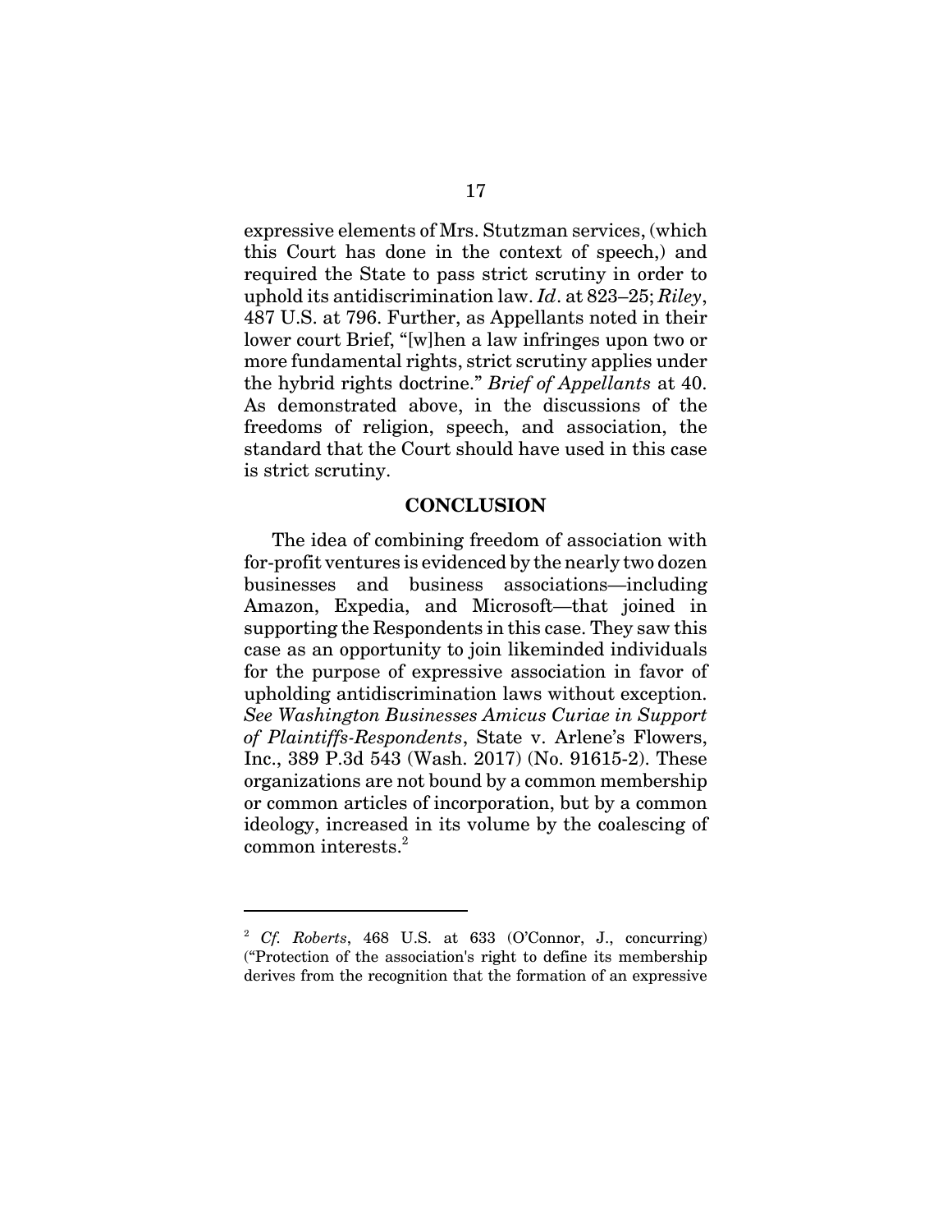expressive elements of Mrs. Stutzman services, (which this Court has done in the context of speech,) and required the State to pass strict scrutiny in order to uphold its antidiscrimination law. *Id*. at 823–25; *Riley*, 487 U.S. at 796. Further, as Appellants noted in their lower court Brief, "[w]hen a law infringes upon two or more fundamental rights, strict scrutiny applies under the hybrid rights doctrine." *Brief of Appellants* at 40. As demonstrated above, in the discussions of the freedoms of religion, speech, and association, the standard that the Court should have used in this case is strict scrutiny.

## CONCLUSION

The idea of combining freedom of association with for-profit ventures is evidenced by the nearly two dozen businesses and business associations—including Amazon, Expedia, and Microsoft—that joined in supporting the Respondents in this case. They saw this case as an opportunity to join likeminded individuals for the purpose of expressive association in favor of upholding antidiscrimination laws without exception. *See Washington Businesses Amicus Curiae in Support of Plaintiffs-Respondents*, State v. Arlene's Flowers, Inc., 389 P.3d 543 (Wash. 2017) (No. 91615-2). These organizations are not bound by a common membership or common articles of incorporation, but by a common ideology, increased in its volume by the coalescing of common interests.[2]

---

[2] *Cf. Roberts*, 468 U.S. at 633 (O'Connor, J., concurring) ("Protection of the association's right to define its membership derives from the recognition that the formation of an expressive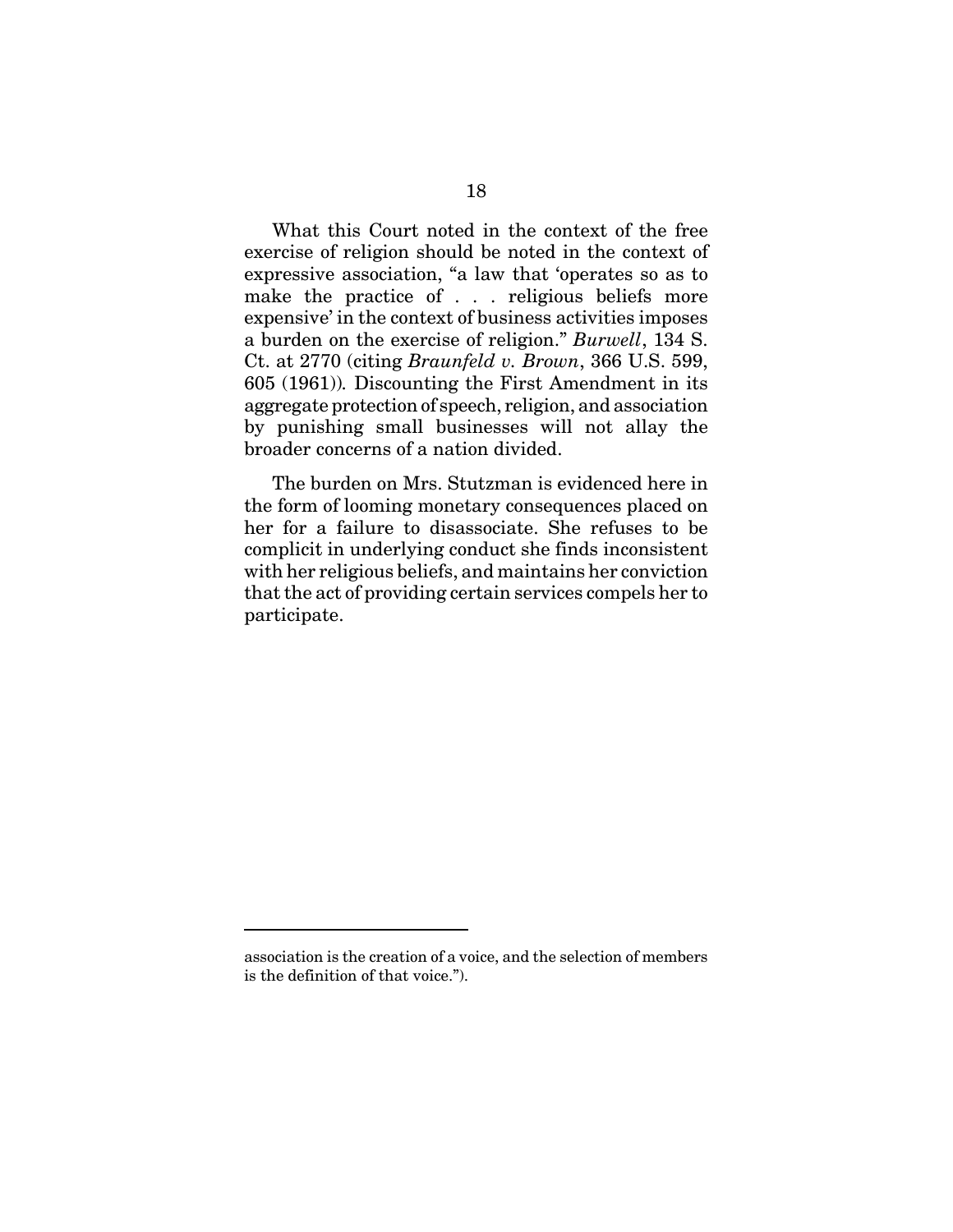What this Court noted in the context of the free exercise of religion should be noted in the context of expressive association, "a law that 'operates so as to make the practice of . . . religious beliefs more expensive' in the context of business activities imposes a burden on the exercise of religion." *Burwell*, 134 S. Ct. at 2770 (citing *Braunfeld v. Brown*, 366 U.S. 599, 605 (1961)). Discounting the First Amendment in its aggregate protection of speech, religion, and association by punishing small businesses will not allay the broader concerns of a nation divided.

The burden on Mrs. Stutzman is evidenced here in the form of looming monetary consequences placed on her for a failure to disassociate. She refuses to be complicit in underlying conduct she finds inconsistent with her religious beliefs, and maintains her conviction that the act of providing certain services compels her to participate.

---

association is the creation of a voice, and the selection of members is the definition of that voice.").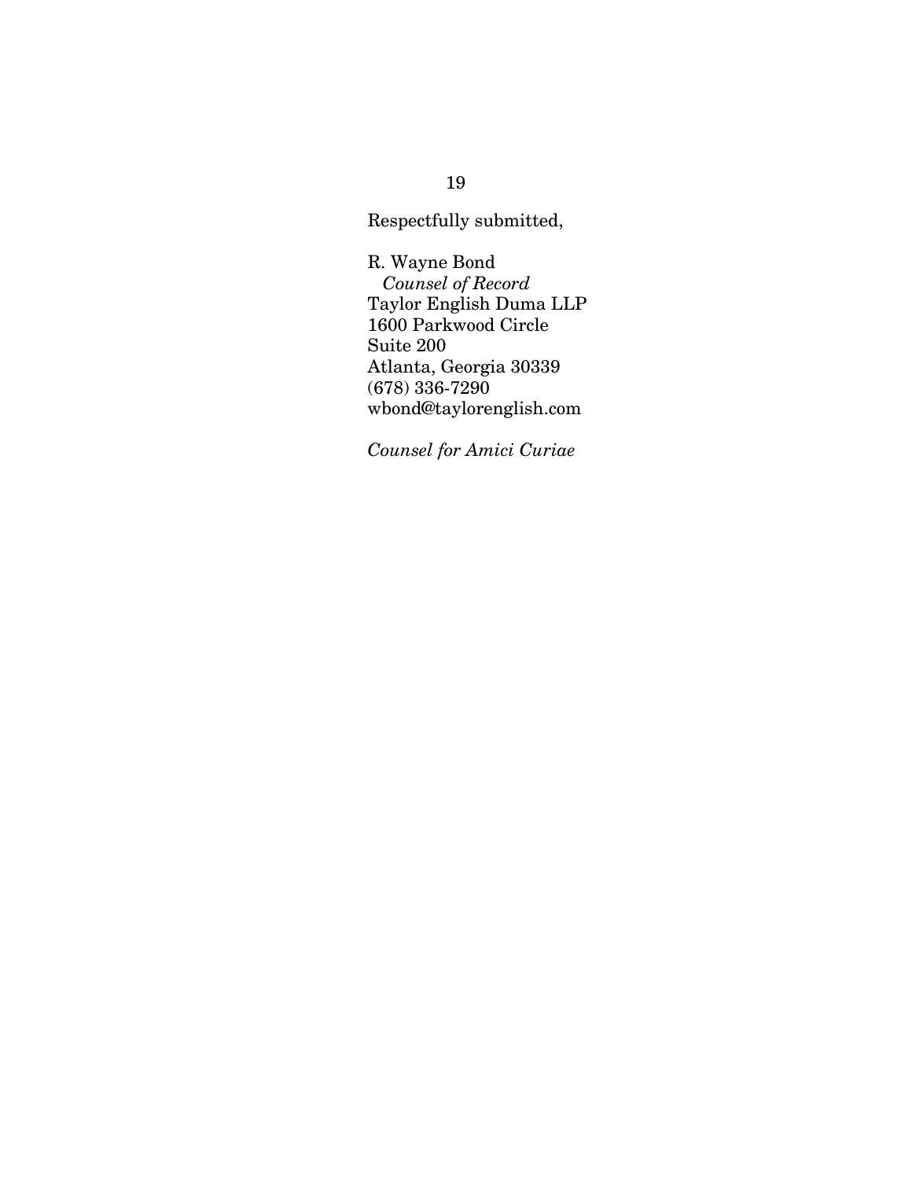Respectfully submitted,

R. Wayne Bond  
*Counsel of Record*  
Taylor English Duma LLP  
1600 Parkwood Circle  
Suite 200  
Atlanta, Georgia 30339  
(678) 336-7290  
wbond@taylorenglish.com

*Counsel for Amici Curiae*